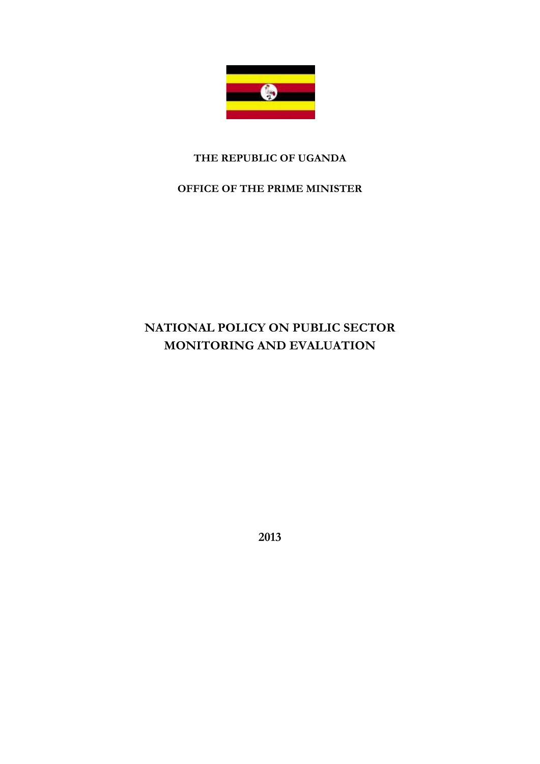**THE REPUBLIC OF UGANDA**

**OFFICE OF THE PRIME MINISTER**

# NATIONAL POLICY ON PUBLIC SECTOR MONITORING AND EVALUATION

**2013**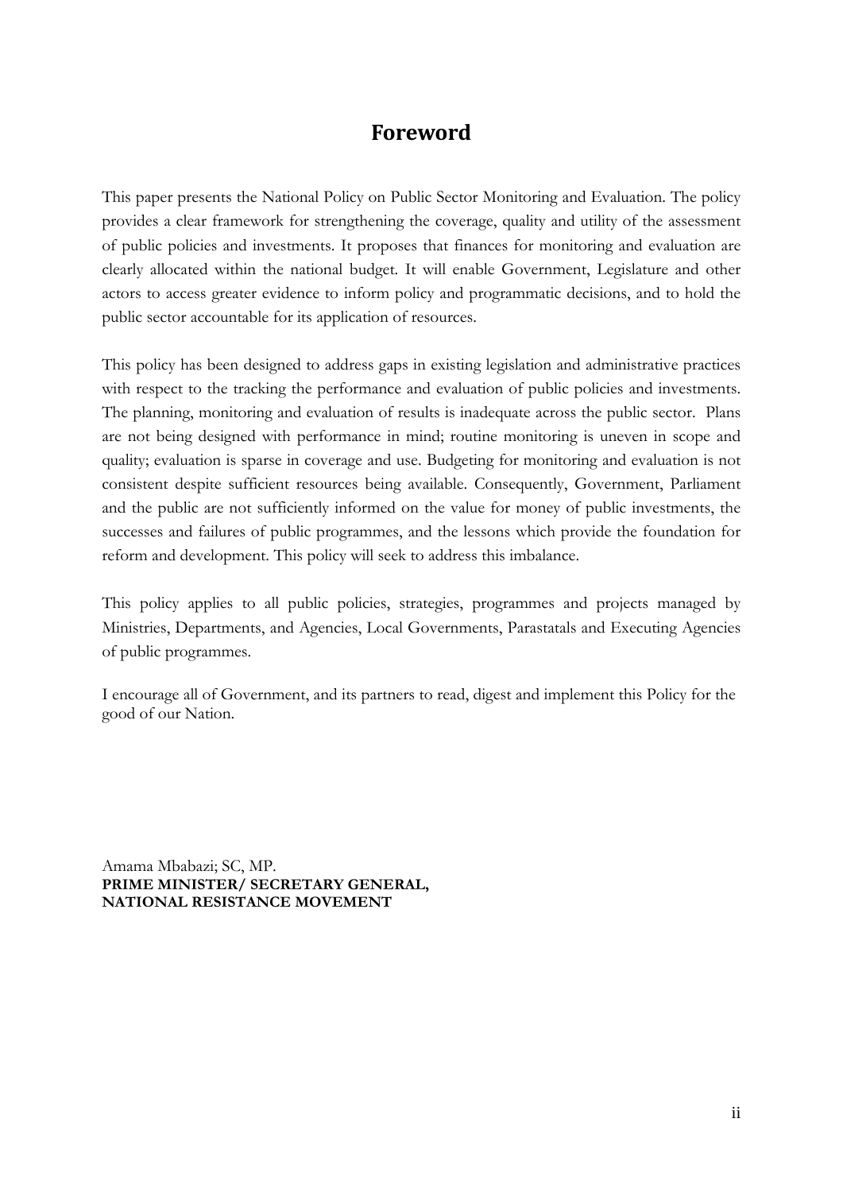# Foreword

This paper presents the National Policy on Public Sector Monitoring and Evaluation. The policy provides a clear framework for strengthening the coverage, quality and utility of the assessment of public policies and investments. It proposes that finances for monitoring and evaluation are clearly allocated within the national budget. It will enable Government, Legislature and other actors to access greater evidence to inform policy and programmatic decisions, and to hold the public sector accountable for its application of resources.

This policy has been designed to address gaps in existing legislation and administrative practices with respect to the tracking the performance and evaluation of public policies and investments. The planning, monitoring and evaluation of results is inadequate across the public sector. Plans are not being designed with performance in mind; routine monitoring is uneven in scope and quality; evaluation is sparse in coverage and use. Budgeting for monitoring and evaluation is not consistent despite sufficient resources being available. Consequently, Government, Parliament and the public are not sufficiently informed on the value for money of public investments, the successes and failures of public programmes, and the lessons which provide the foundation for reform and development. This policy will seek to address this imbalance.

This policy applies to all public policies, strategies, programmes and projects managed by Ministries, Departments, and Agencies, Local Governments, Parastatals and Executing Agencies of public programmes.

I encourage all of Government, and its partners to read, digest and implement this Policy for the good of our Nation.

Amama Mbabazi; SC, MP.
**PRIME MINISTER/ SECRETARY GENERAL, NATIONAL RESISTANCE MOVEMENT**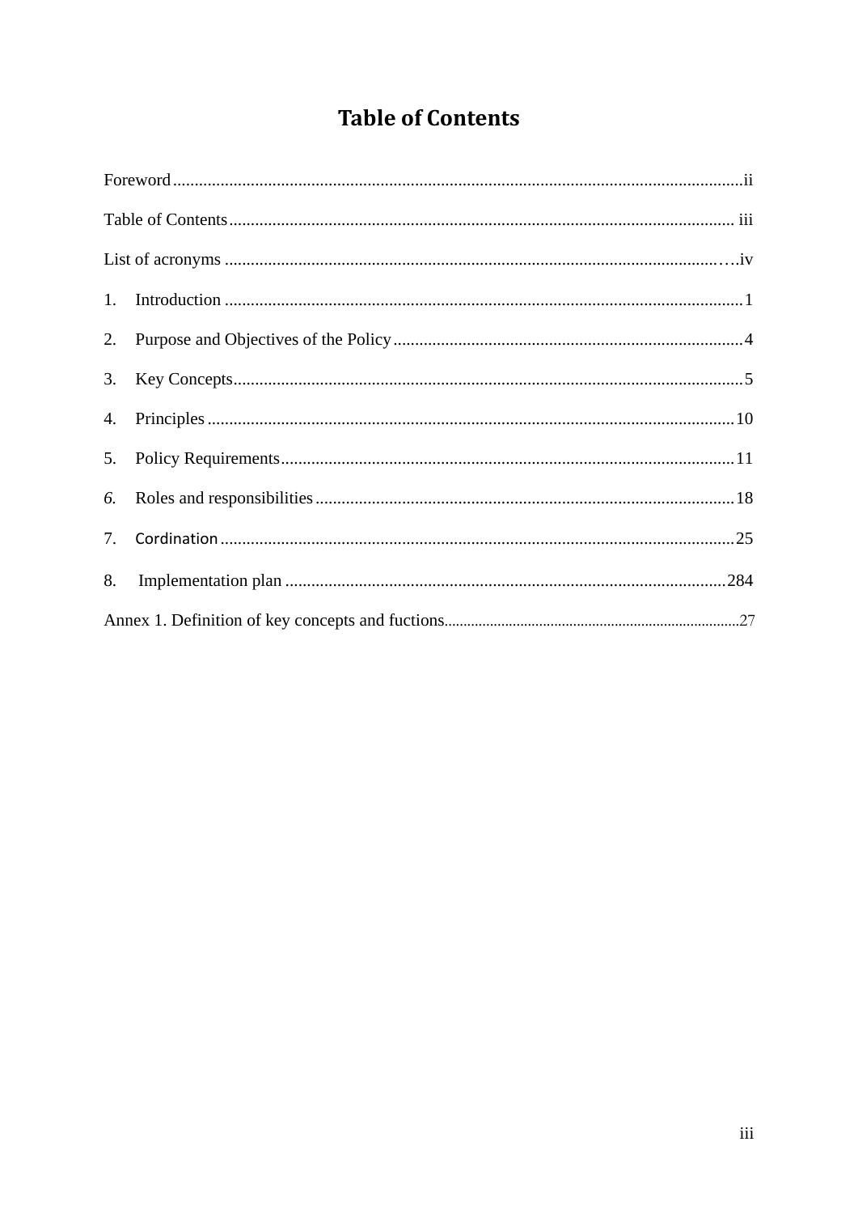# Table of Contents

Foreword ................................................................................................................................ii

Table of Contents ................................................................................................................. iii

List of acronyms ..................................................................................................................iv

1. Introduction ......................................................................................................................1

2. Purpose and Objectives of the Policy ................................................................................4

3. Key Concepts.....................................................................................................................5

4. Principles ........................................................................................................................10

5. Policy Requirements........................................................................................................11

*6.* Roles and responsibilities ...............................................................................................18

7. Cordination ......................................................................................................................25

8. Implementation plan .....................................................................................................284

Annex 1. Definition of key concepts and fuctions...............................................................27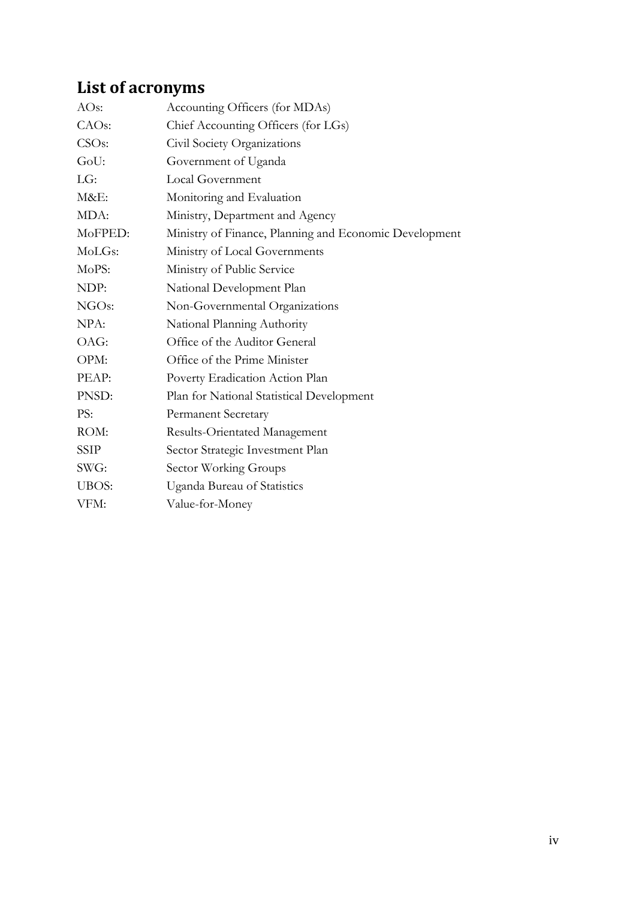## List of acronyms

| | |
|---|---|
| AOs: | Accounting Officers (for MDAs) |
| CAOs: | Chief Accounting Officers (for LGs) |
| CSOs: | Civil Society Organizations |
| GoU: | Government of Uganda |
| LG: | Local Government |
| M&E: | Monitoring and Evaluation |
| MDA: | Ministry, Department and Agency |
| MoFPED: | Ministry of Finance, Planning and Economic Development |
| MoLGs: | Ministry of Local Governments |
| MoPS: | Ministry of Public Service |
| NDP: | National Development Plan |
| NGOs: | Non-Governmental Organizations |
| NPA: | National Planning Authority |
| OAG: | Office of the Auditor General |
| OPM: | Office of the Prime Minister |
| PEAP: | Poverty Eradication Action Plan |
| PNSD: | Plan for National Statistical Development |
| PS: | Permanent Secretary |
| ROM: | Results-Orientated Management |
| SSIP | Sector Strategic Investment Plan |
| SWG: | Sector Working Groups |
| UBOS: | Uganda Bureau of Statistics |
| VFM: | Value-for-Money |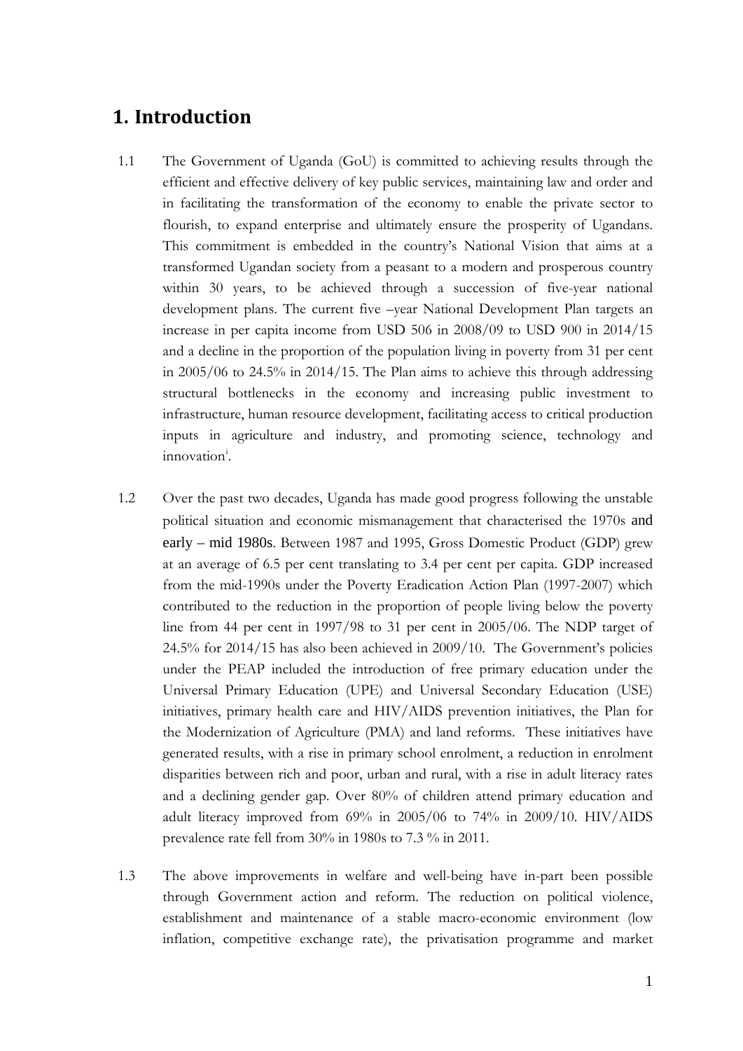# 1. Introduction

1.1 The Government of Uganda (GoU) is committed to achieving results through the efficient and effective delivery of key public services, maintaining law and order and in facilitating the transformation of the economy to enable the private sector to flourish, to expand enterprise and ultimately ensure the prosperity of Ugandans. This commitment is embedded in the country's National Vision that aims at a transformed Ugandan society from a peasant to a modern and prosperous country within 30 years, to be achieved through a succession of five-year national development plans. The current five –year National Development Plan targets an increase in per capita income from USD 506 in 2008/09 to USD 900 in 2014/15 and a decline in the proportion of the population living in poverty from 31 per cent in 2005/06 to 24.5% in 2014/15. The Plan aims to achieve this through addressing structural bottlenecks in the economy and increasing public investment to infrastructure, human resource development, facilitating access to critical production inputs in agriculture and industry, and promoting science, technology and innovation[i].

1.2 Over the past two decades, Uganda has made good progress following the unstable political situation and economic mismanagement that characterised the 1970s and early – mid 1980s. Between 1987 and 1995, Gross Domestic Product (GDP) grew at an average of 6.5 per cent translating to 3.4 per cent per capita. GDP increased from the mid-1990s under the Poverty Eradication Action Plan (1997-2007) which contributed to the reduction in the proportion of people living below the poverty line from 44 per cent in 1997/98 to 31 per cent in 2005/06. The NDP target of 24.5% for 2014/15 has also been achieved in 2009/10. The Government's policies under the PEAP included the introduction of free primary education under the Universal Primary Education (UPE) and Universal Secondary Education (USE) initiatives, primary health care and HIV/AIDS prevention initiatives, the Plan for the Modernization of Agriculture (PMA) and land reforms. These initiatives have generated results, with a rise in primary school enrolment, a reduction in enrolment disparities between rich and poor, urban and rural, with a rise in adult literacy rates and a declining gender gap. Over 80% of children attend primary education and adult literacy improved from 69% in 2005/06 to 74% in 2009/10. HIV/AIDS prevalence rate fell from 30% in 1980s to 7.3 % in 2011.

1.3 The above improvements in welfare and well-being have in-part been possible through Government action and reform. The reduction on political violence, establishment and maintenance of a stable macro-economic environment (low inflation, competitive exchange rate), the privatisation programme and market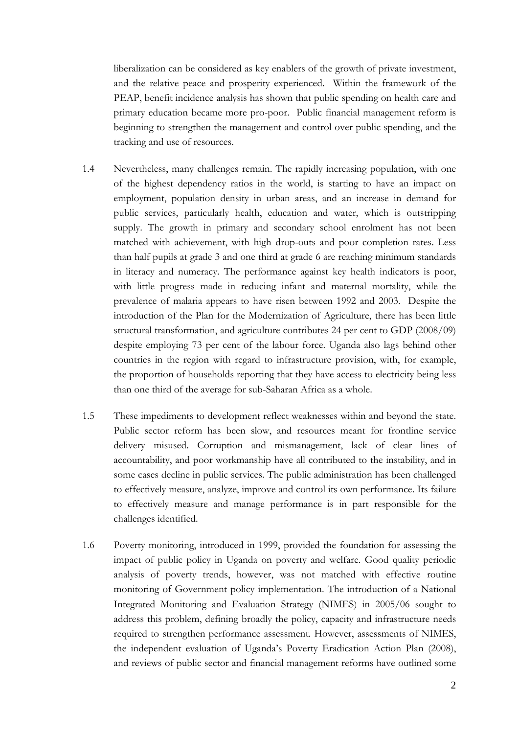liberalization can be considered as key enablers of the growth of private investment, and the relative peace and prosperity experienced. Within the framework of the PEAP, benefit incidence analysis has shown that public spending on health care and primary education became more pro-poor. Public financial management reform is beginning to strengthen the management and control over public spending, and the tracking and use of resources.

1.4 Nevertheless, many challenges remain. The rapidly increasing population, with one of the highest dependency ratios in the world, is starting to have an impact on employment, population density in urban areas, and an increase in demand for public services, particularly health, education and water, which is outstripping supply. The growth in primary and secondary school enrolment has not been matched with achievement, with high drop-outs and poor completion rates. Less than half pupils at grade 3 and one third at grade 6 are reaching minimum standards in literacy and numeracy. The performance against key health indicators is poor, with little progress made in reducing infant and maternal mortality, while the prevalence of malaria appears to have risen between 1992 and 2003. Despite the introduction of the Plan for the Modernization of Agriculture, there has been little structural transformation, and agriculture contributes 24 per cent to GDP (2008/09) despite employing 73 per cent of the labour force. Uganda also lags behind other countries in the region with regard to infrastructure provision, with, for example, the proportion of households reporting that they have access to electricity being less than one third of the average for sub-Saharan Africa as a whole.

1.5 These impediments to development reflect weaknesses within and beyond the state. Public sector reform has been slow, and resources meant for frontline service delivery misused. Corruption and mismanagement, lack of clear lines of accountability, and poor workmanship have all contributed to the instability, and in some cases decline in public services. The public administration has been challenged to effectively measure, analyze, improve and control its own performance. Its failure to effectively measure and manage performance is in part responsible for the challenges identified.

1.6 Poverty monitoring, introduced in 1999, provided the foundation for assessing the impact of public policy in Uganda on poverty and welfare. Good quality periodic analysis of poverty trends, however, was not matched with effective routine monitoring of Government policy implementation. The introduction of a National Integrated Monitoring and Evaluation Strategy (NIMES) in 2005/06 sought to address this problem, defining broadly the policy, capacity and infrastructure needs required to strengthen performance assessment. However, assessments of NIMES, the independent evaluation of Uganda's Poverty Eradication Action Plan (2008), and reviews of public sector and financial management reforms have outlined some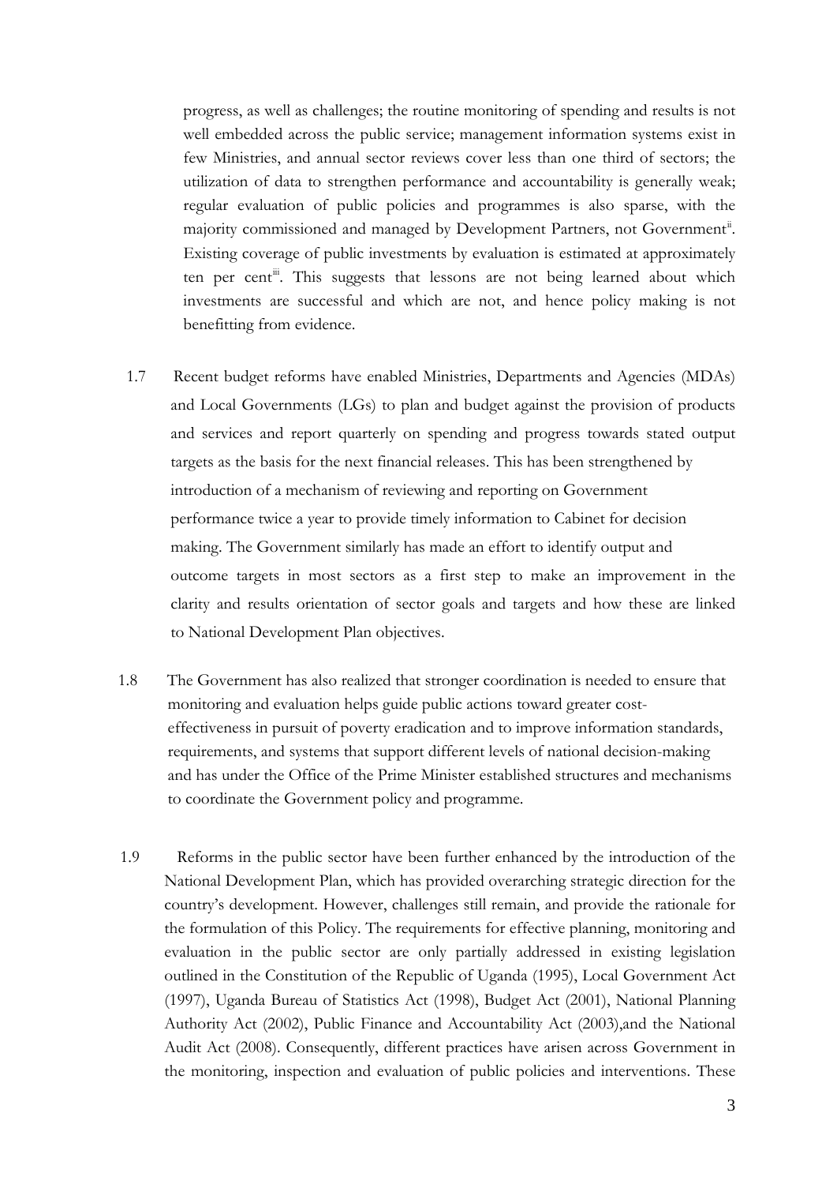progress, as well as challenges; the routine monitoring of spending and results is not well embedded across the public service; management information systems exist in few Ministries, and annual sector reviews cover less than one third of sectors; the utilization of data to strengthen performance and accountability is generally weak; regular evaluation of public policies and programmes is also sparse, with the majority commissioned and managed by Development Partners, not Government[ii]. Existing coverage of public investments by evaluation is estimated at approximately ten per cent[iii]. This suggests that lessons are not being learned about which investments are successful and which are not, and hence policy making is not benefitting from evidence.

1.7 Recent budget reforms have enabled Ministries, Departments and Agencies (MDAs) and Local Governments (LGs) to plan and budget against the provision of products and services and report quarterly on spending and progress towards stated output targets as the basis for the next financial releases. This has been strengthened by introduction of a mechanism of reviewing and reporting on Government performance twice a year to provide timely information to Cabinet for decision making. The Government similarly has made an effort to identify output and outcome targets in most sectors as a first step to make an improvement in the clarity and results orientation of sector goals and targets and how these are linked to National Development Plan objectives.

1.8 The Government has also realized that stronger coordination is needed to ensure that monitoring and evaluation helps guide public actions toward greater cost-effectiveness in pursuit of poverty eradication and to improve information standards, requirements, and systems that support different levels of national decision-making and has under the Office of the Prime Minister established structures and mechanisms to coordinate the Government policy and programme.

1.9 Reforms in the public sector have been further enhanced by the introduction of the National Development Plan, which has provided overarching strategic direction for the country's development. However, challenges still remain, and provide the rationale for the formulation of this Policy. The requirements for effective planning, monitoring and evaluation in the public sector are only partially addressed in existing legislation outlined in the Constitution of the Republic of Uganda (1995), Local Government Act (1997), Uganda Bureau of Statistics Act (1998), Budget Act (2001), National Planning Authority Act (2002), Public Finance and Accountability Act (2003),and the National Audit Act (2008). Consequently, different practices have arisen across Government in the monitoring, inspection and evaluation of public policies and interventions. These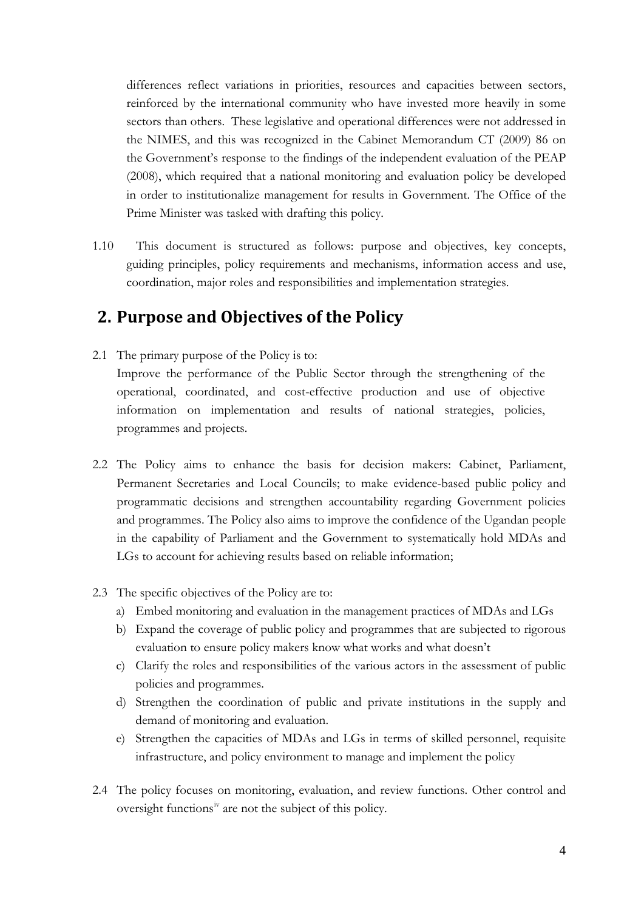differences reflect variations in priorities, resources and capacities between sectors, reinforced by the international community who have invested more heavily in some sectors than others. These legislative and operational differences were not addressed in the NIMES, and this was recognized in the Cabinet Memorandum CT (2009) 86 on the Government's response to the findings of the independent evaluation of the PEAP (2008), which required that a national monitoring and evaluation policy be developed in order to institutionalize management for results in Government. The Office of the Prime Minister was tasked with drafting this policy.

1.10 This document is structured as follows: purpose and objectives, key concepts, guiding principles, policy requirements and mechanisms, information access and use, coordination, major roles and responsibilities and implementation strategies.

## 2. Purpose and Objectives of the Policy

2.1 The primary purpose of the Policy is to:

Improve the performance of the Public Sector through the strengthening of the operational, coordinated, and cost-effective production and use of objective information on implementation and results of national strategies, policies, programmes and projects.

2.2 The Policy aims to enhance the basis for decision makers: Cabinet, Parliament, Permanent Secretaries and Local Councils; to make evidence-based public policy and programmatic decisions and strengthen accountability regarding Government policies and programmes. The Policy also aims to improve the confidence of the Ugandan people in the capability of Parliament and the Government to systematically hold MDAs and LGs to account for achieving results based on reliable information;

2.3 The specific objectives of the Policy are to:

a) Embed monitoring and evaluation in the management practices of MDAs and LGs
b) Expand the coverage of public policy and programmes that are subjected to rigorous evaluation to ensure policy makers know what works and what doesn't
c) Clarify the roles and responsibilities of the various actors in the assessment of public policies and programmes.
d) Strengthen the coordination of public and private institutions in the supply and demand of monitoring and evaluation.
e) Strengthen the capacities of MDAs and LGs in terms of skilled personnel, requisite infrastructure, and policy environment to manage and implement the policy

2.4 The policy focuses on monitoring, evaluation, and review functions. Other control and oversight functions[iv] are not the subject of this policy.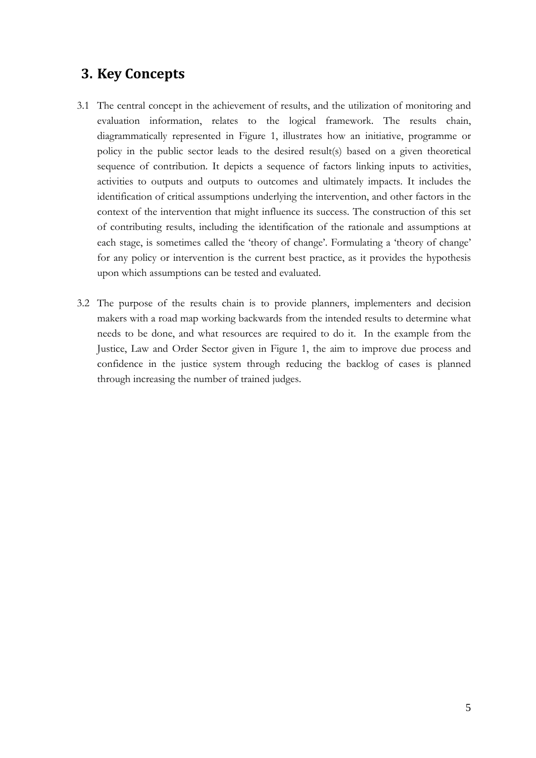## 3. Key Concepts

3.1 The central concept in the achievement of results, and the utilization of monitoring and evaluation information, relates to the logical framework. The results chain, diagrammatically represented in Figure 1, illustrates how an initiative, programme or policy in the public sector leads to the desired result(s) based on a given theoretical sequence of contribution. It depicts a sequence of factors linking inputs to activities, activities to outputs and outputs to outcomes and ultimately impacts. It includes the identification of critical assumptions underlying the intervention, and other factors in the context of the intervention that might influence its success. The construction of this set of contributing results, including the identification of the rationale and assumptions at each stage, is sometimes called the 'theory of change'. Formulating a 'theory of change' for any policy or intervention is the current best practice, as it provides the hypothesis upon which assumptions can be tested and evaluated.

3.2 The purpose of the results chain is to provide planners, implementers and decision makers with a road map working backwards from the intended results to determine what needs to be done, and what resources are required to do it. In the example from the Justice, Law and Order Sector given in Figure 1, the aim to improve due process and confidence in the justice system through reducing the backlog of cases is planned through increasing the number of trained judges.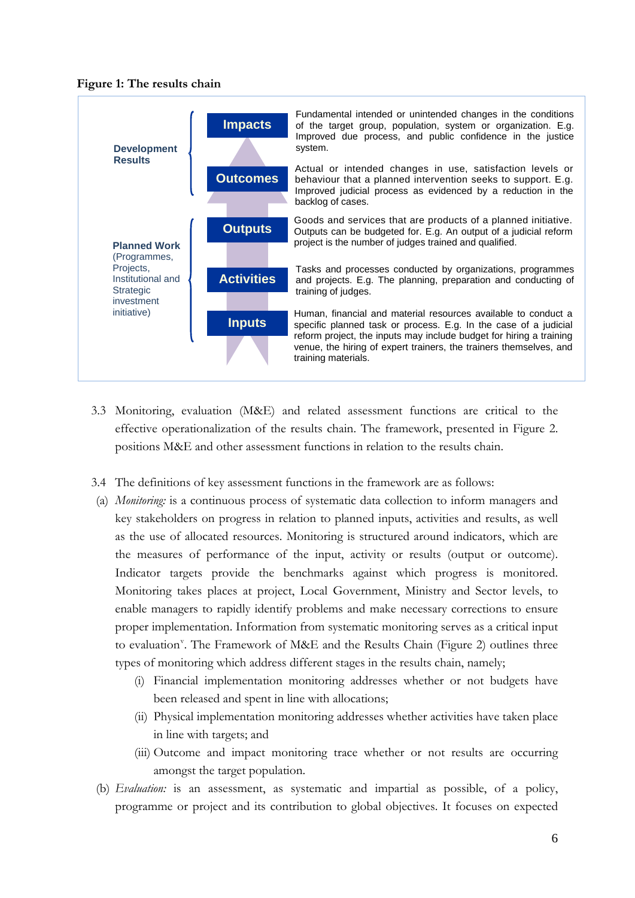**Figure 1: The results chain**

| Category | Level | Description |
|---|---|---|
| **Development Results** | **Impacts** | Fundamental intended or unintended changes in the conditions of the target group, population, system or organization. E.g. Improved due process, and public confidence in the justice system. |
| | **Outcomes** | Actual or intended changes in use, satisfaction levels or behaviour that a planned intervention seeks to support. E.g. Improved judicial process as evidenced by a reduction in the backlog of cases. |
| **Planned Work** (Programmes, Projects, Institutional and Strategic investment initiative) | **Outputs** | Goods and services that are products of a planned initiative. Outputs can be budgeted for. E.g. An output of a judicial reform project is the number of judges trained and qualified. |
| | **Activities** | Tasks and processes conducted by organizations, programmes and projects. E.g. The planning, preparation and conducting of training of judges. |
| | **Inputs** | Human, financial and material resources available to conduct a specific planned task or process. E.g. In the case of a judicial reform project, the inputs may include budget for hiring a training venue, the hiring of expert trainers, the trainers themselves, and training materials. |

3.3 Monitoring, evaluation (M&E) and related assessment functions are critical to the effective operationalization of the results chain. The framework, presented in Figure 2. positions M&E and other assessment functions in relation to the results chain.

3.4 The definitions of key assessment functions in the framework are as follows:

(a) *Monitoring:* is a continuous process of systematic data collection to inform managers and key stakeholders on progress in relation to planned inputs, activities and results, as well as the use of allocated resources. Monitoring is structured around indicators, which are the measures of performance of the input, activity or results (output or outcome). Indicator targets provide the benchmarks against which progress is monitored. Monitoring takes places at project, Local Government, Ministry and Sector levels, to enable managers to rapidly identify problems and make necessary corrections to ensure proper implementation. Information from systematic monitoring serves as a critical input to evaluation[v]. The Framework of M&E and the Results Chain (Figure 2) outlines three types of monitoring which address different stages in the results chain, namely;

   (i) Financial implementation monitoring addresses whether or not budgets have been released and spent in line with allocations;

   (ii) Physical implementation monitoring addresses whether activities have taken place in line with targets; and

   (iii) Outcome and impact monitoring trace whether or not results are occurring amongst the target population.

(b) *Evaluation:* is an assessment, as systematic and impartial as possible, of a policy, programme or project and its contribution to global objectives. It focuses on expected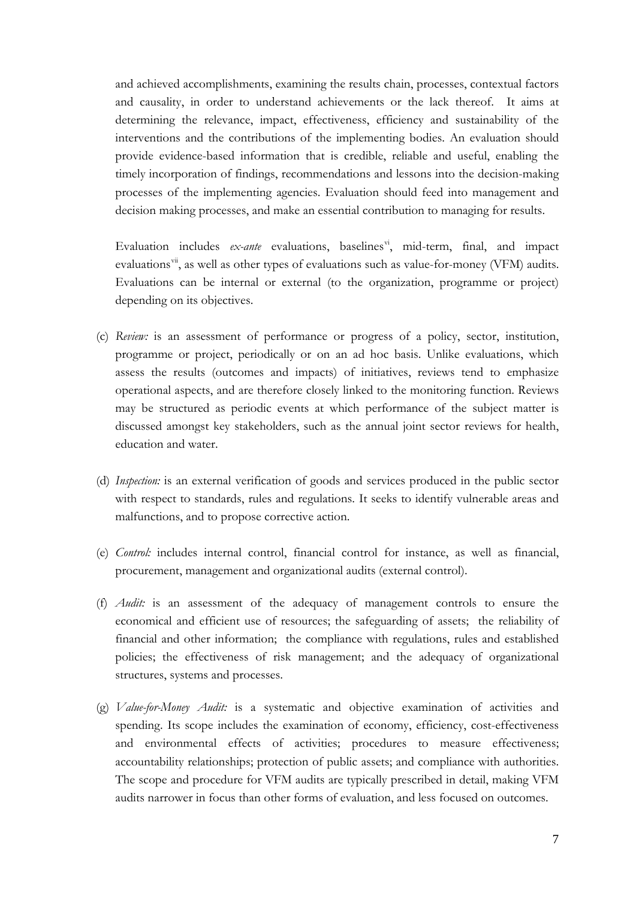and achieved accomplishments, examining the results chain, processes, contextual factors and causality, in order to understand achievements or the lack thereof. It aims at determining the relevance, impact, effectiveness, efficiency and sustainability of the interventions and the contributions of the implementing bodies. An evaluation should provide evidence-based information that is credible, reliable and useful, enabling the timely incorporation of findings, recommendations and lessons into the decision-making processes of the implementing agencies. Evaluation should feed into management and decision making processes, and make an essential contribution to managing for results.

Evaluation includes *ex-ante* evaluations, baselines[vi], mid-term, final, and impact evaluations[vii], as well as other types of evaluations such as value-for-money (VFM) audits. Evaluations can be internal or external (to the organization, programme or project) depending on its objectives.

(c) *Review:* is an assessment of performance or progress of a policy, sector, institution, programme or project, periodically or on an ad hoc basis. Unlike evaluations, which assess the results (outcomes and impacts) of initiatives, reviews tend to emphasize operational aspects, and are therefore closely linked to the monitoring function. Reviews may be structured as periodic events at which performance of the subject matter is discussed amongst key stakeholders, such as the annual joint sector reviews for health, education and water.

(d) *Inspection:* is an external verification of goods and services produced in the public sector with respect to standards, rules and regulations. It seeks to identify vulnerable areas and malfunctions, and to propose corrective action.

(e) *Control:* includes internal control, financial control for instance, as well as financial, procurement, management and organizational audits (external control).

(f) *Audit:* is an assessment of the adequacy of management controls to ensure the economical and efficient use of resources; the safeguarding of assets; the reliability of financial and other information; the compliance with regulations, rules and established policies; the effectiveness of risk management; and the adequacy of organizational structures, systems and processes.

(g) *Value-for-Money Audit:* is a systematic and objective examination of activities and spending. Its scope includes the examination of economy, efficiency, cost-effectiveness and environmental effects of activities; procedures to measure effectiveness; accountability relationships; protection of public assets; and compliance with authorities. The scope and procedure for VFM audits are typically prescribed in detail, making VFM audits narrower in focus than other forms of evaluation, and less focused on outcomes.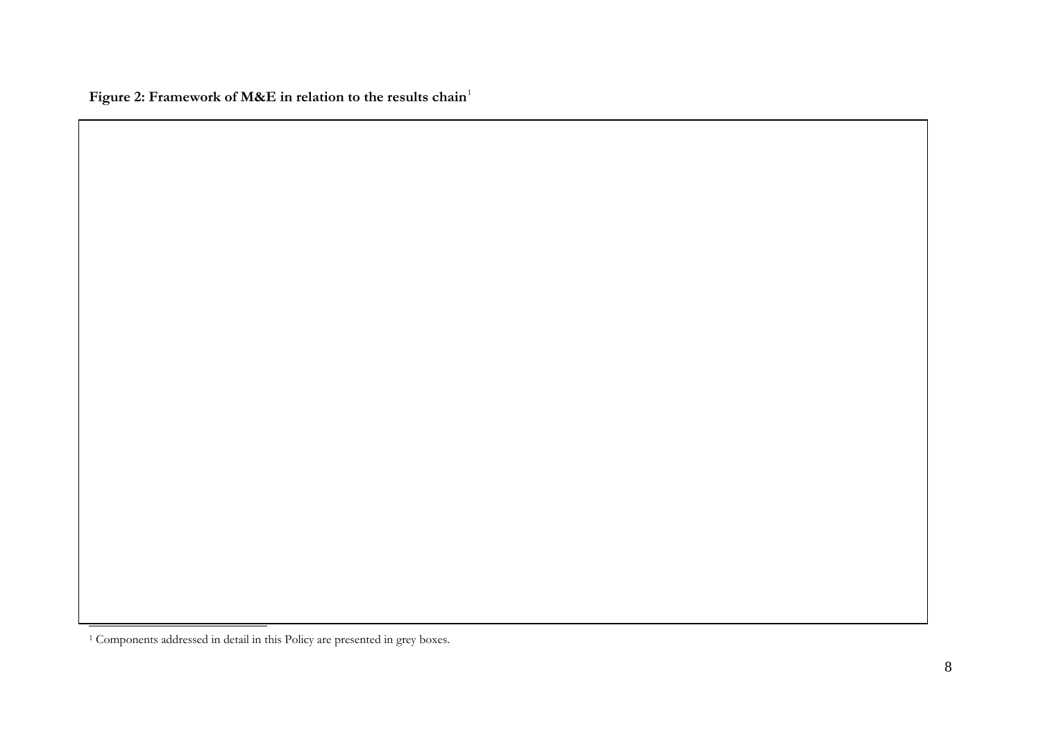**Figure 2: Framework of M&E in relation to the results chain**[1]

[1] Components addressed in detail in this Policy are presented in grey boxes.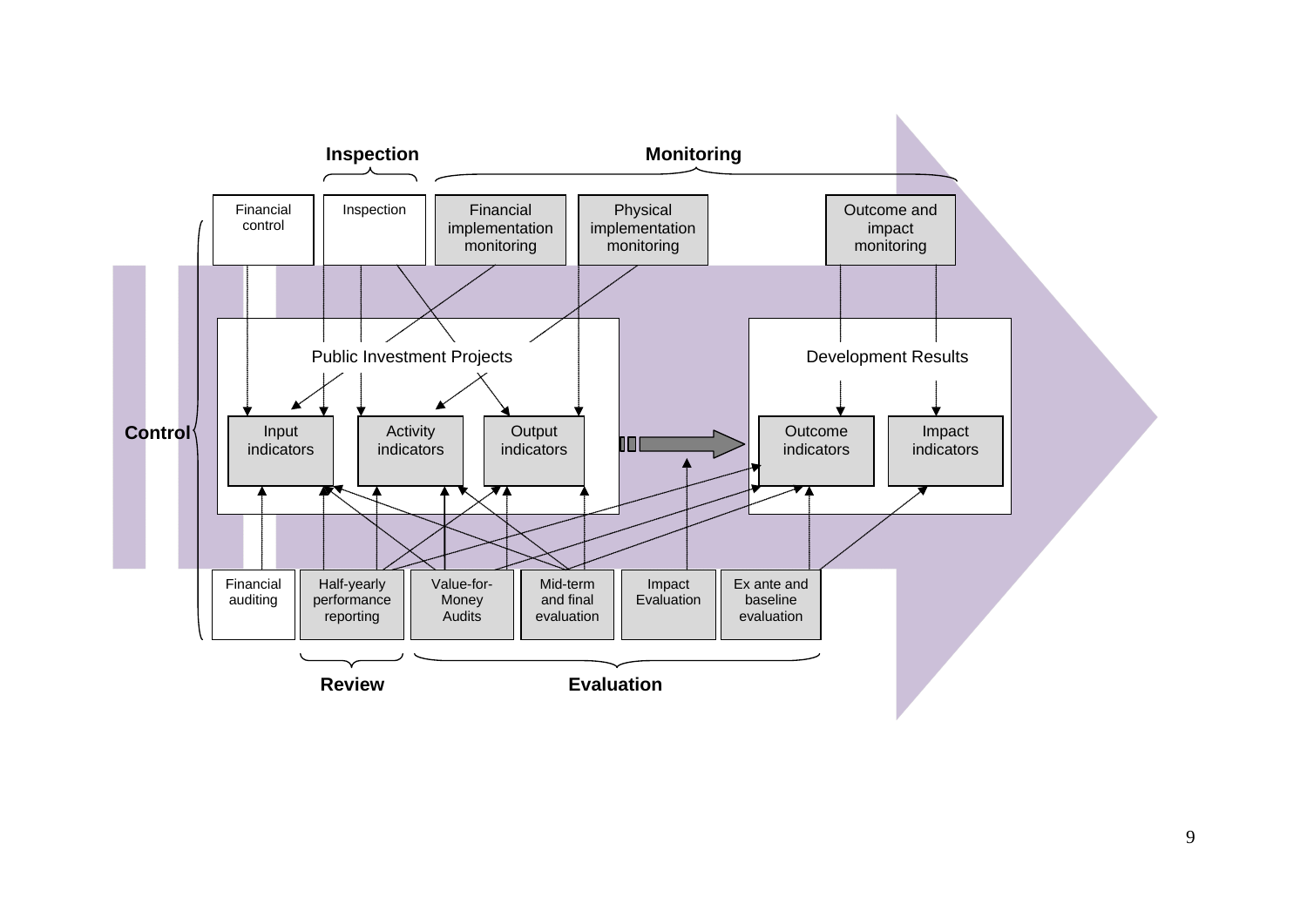**Inspection** **Monitoring**

Financial control | Inspection | Financial implementation monitoring | Physical implementation monitoring | Outcome and impact monitoring

**Control**

Public Investment Projects

Input indicators | Activity indicators | Output indicators

Development Results

Outcome indicators | Impact indicators

Financial auditing | Half-yearly performance reporting | Value-for-Money Audits | Mid-term and final evaluation | Impact Evaluation | Ex ante and baseline evaluation

**Review** **Evaluation**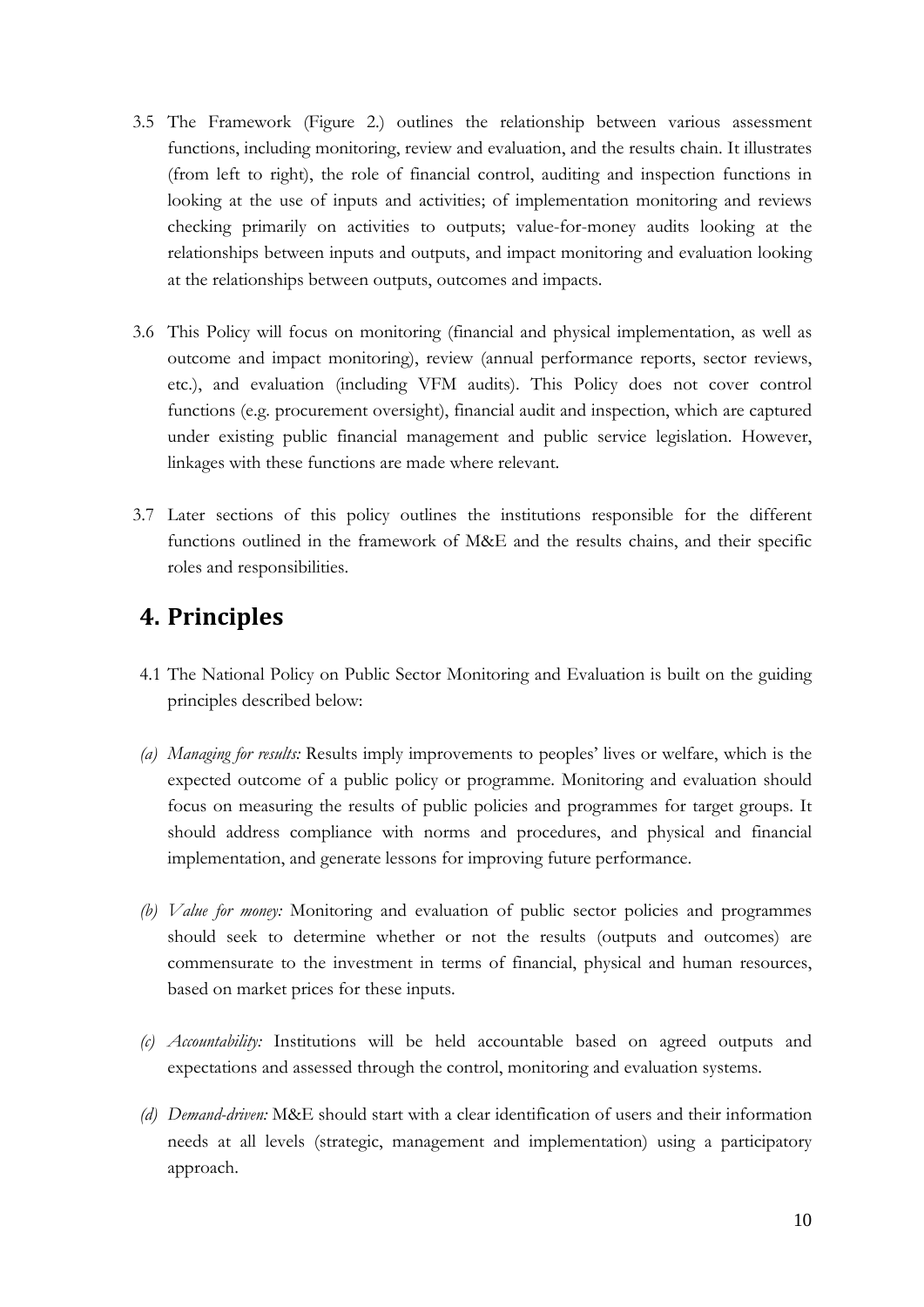3.5 The Framework (Figure 2.) outlines the relationship between various assessment functions, including monitoring, review and evaluation, and the results chain. It illustrates (from left to right), the role of financial control, auditing and inspection functions in looking at the use of inputs and activities; of implementation monitoring and reviews checking primarily on activities to outputs; value-for-money audits looking at the relationships between inputs and outputs, and impact monitoring and evaluation looking at the relationships between outputs, outcomes and impacts.

3.6 This Policy will focus on monitoring (financial and physical implementation, as well as outcome and impact monitoring), review (annual performance reports, sector reviews, etc.), and evaluation (including VFM audits). This Policy does not cover control functions (e.g. procurement oversight), financial audit and inspection, which are captured under existing public financial management and public service legislation. However, linkages with these functions are made where relevant.

3.7 Later sections of this policy outlines the institutions responsible for the different functions outlined in the framework of M&E and the results chains, and their specific roles and responsibilities.

# 4. Principles

4.1 The National Policy on Public Sector Monitoring and Evaluation is built on the guiding principles described below:

(a) *Managing for results:* Results imply improvements to peoples' lives or welfare, which is the expected outcome of a public policy or programme. Monitoring and evaluation should focus on measuring the results of public policies and programmes for target groups. It should address compliance with norms and procedures, and physical and financial implementation, and generate lessons for improving future performance.

(b) *Value for money:* Monitoring and evaluation of public sector policies and programmes should seek to determine whether or not the results (outputs and outcomes) are commensurate to the investment in terms of financial, physical and human resources, based on market prices for these inputs.

(c) *Accountability:* Institutions will be held accountable based on agreed outputs and expectations and assessed through the control, monitoring and evaluation systems.

(d) *Demand-driven:* M&E should start with a clear identification of users and their information needs at all levels (strategic, management and implementation) using a participatory approach.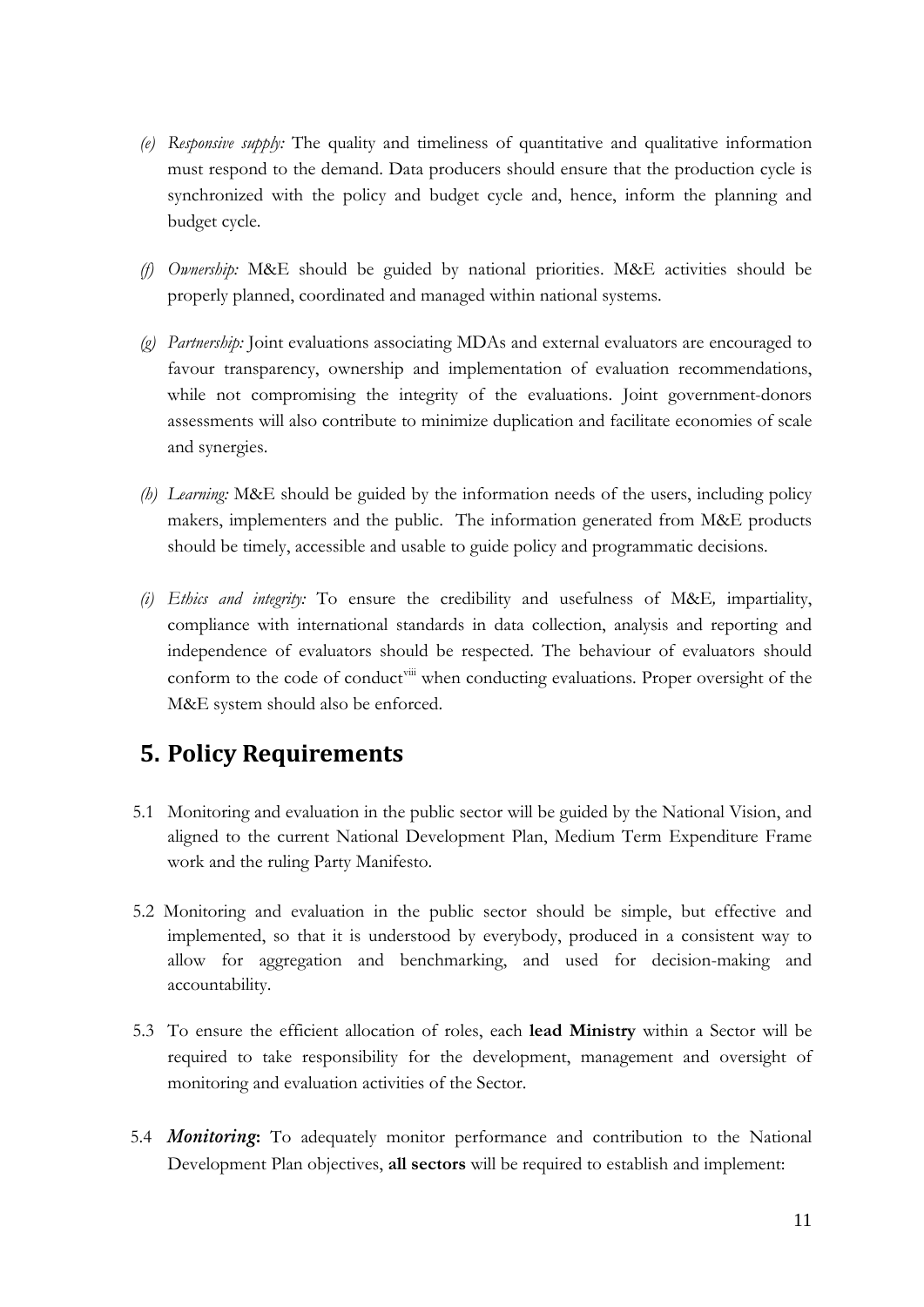- (e) *Responsive supply:* The quality and timeliness of quantitative and qualitative information must respond to the demand. Data producers should ensure that the production cycle is synchronized with the policy and budget cycle and, hence, inform the planning and budget cycle.

- (f) *Ownership:* M&E should be guided by national priorities. M&E activities should be properly planned, coordinated and managed within national systems.

- (g) *Partnership:* Joint evaluations associating MDAs and external evaluators are encouraged to favour transparency, ownership and implementation of evaluation recommendations, while not compromising the integrity of the evaluations. Joint government-donors assessments will also contribute to minimize duplication and facilitate economies of scale and synergies.

- (h) *Learning:* M&E should be guided by the information needs of the users, including policy makers, implementers and the public. The information generated from M&E products should be timely, accessible and usable to guide policy and programmatic decisions.

- (i) *Ethics and integrity:* To ensure the credibility and usefulness of M&E, impartiality, compliance with international standards in data collection, analysis and reporting and independence of evaluators should be respected. The behaviour of evaluators should conform to the code of conduct[viii] when conducting evaluations. Proper oversight of the M&E system should also be enforced.

## 5. Policy Requirements

5.1 Monitoring and evaluation in the public sector will be guided by the National Vision, and aligned to the current National Development Plan, Medium Term Expenditure Frame work and the ruling Party Manifesto.

5.2 Monitoring and evaluation in the public sector should be simple, but effective and implemented, so that it is understood by everybody, produced in a consistent way to allow for aggregation and benchmarking, and used for decision-making and accountability.

5.3 To ensure the efficient allocation of roles, each **lead Ministry** within a Sector will be required to take responsibility for the development, management and oversight of monitoring and evaluation activities of the Sector.

5.4 ***Monitoring*:** To adequately monitor performance and contribution to the National Development Plan objectives, **all sectors** will be required to establish and implement: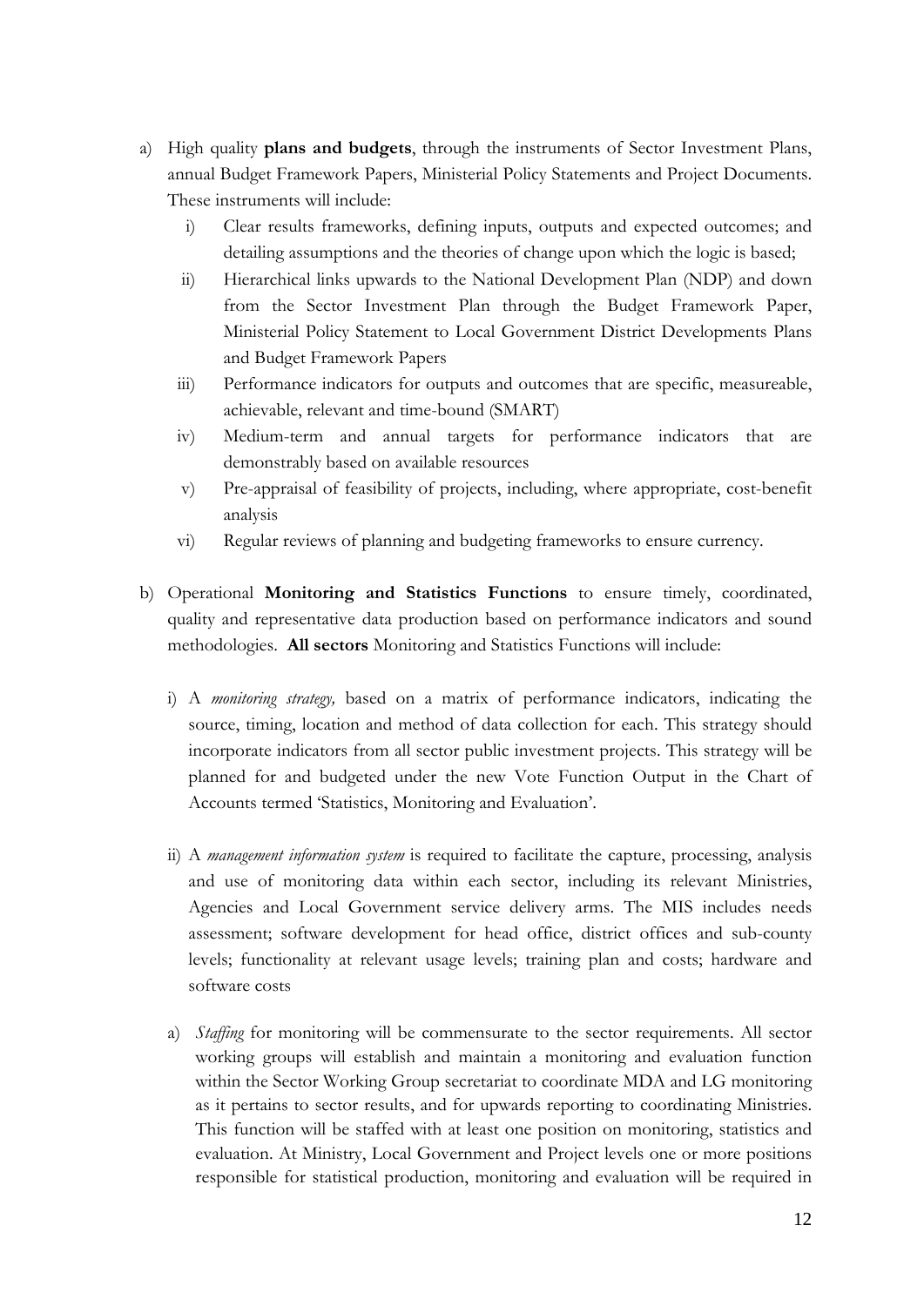a) High quality **plans and budgets**, through the instruments of Sector Investment Plans, annual Budget Framework Papers, Ministerial Policy Statements and Project Documents. These instruments will include:

   i) Clear results frameworks, defining inputs, outputs and expected outcomes; and detailing assumptions and the theories of change upon which the logic is based;
   ii) Hierarchical links upwards to the National Development Plan (NDP) and down from the Sector Investment Plan through the Budget Framework Paper, Ministerial Policy Statement to Local Government District Developments Plans and Budget Framework Papers
   iii) Performance indicators for outputs and outcomes that are specific, measureable, achievable, relevant and time-bound (SMART)
   iv) Medium-term and annual targets for performance indicators that are demonstrably based on available resources
   v) Pre-appraisal of feasibility of projects, including, where appropriate, cost-benefit analysis
   vi) Regular reviews of planning and budgeting frameworks to ensure currency.

b) Operational **Monitoring and Statistics Functions** to ensure timely, coordinated, quality and representative data production based on performance indicators and sound methodologies. **All sectors** Monitoring and Statistics Functions will include:

   i) A *monitoring strategy,* based on a matrix of performance indicators, indicating the source, timing, location and method of data collection for each. This strategy should incorporate indicators from all sector public investment projects. This strategy will be planned for and budgeted under the new Vote Function Output in the Chart of Accounts termed 'Statistics, Monitoring and Evaluation'.

   ii) A *management information system* is required to facilitate the capture, processing, analysis and use of monitoring data within each sector, including its relevant Ministries, Agencies and Local Government service delivery arms. The MIS includes needs assessment; software development for head office, district offices and sub-county levels; functionality at relevant usage levels; training plan and costs; hardware and software costs

   a) *Staffing* for monitoring will be commensurate to the sector requirements. All sector working groups will establish and maintain a monitoring and evaluation function within the Sector Working Group secretariat to coordinate MDA and LG monitoring as it pertains to sector results, and for upwards reporting to coordinating Ministries. This function will be staffed with at least one position on monitoring, statistics and evaluation. At Ministry, Local Government and Project levels one or more positions responsible for statistical production, monitoring and evaluation will be required in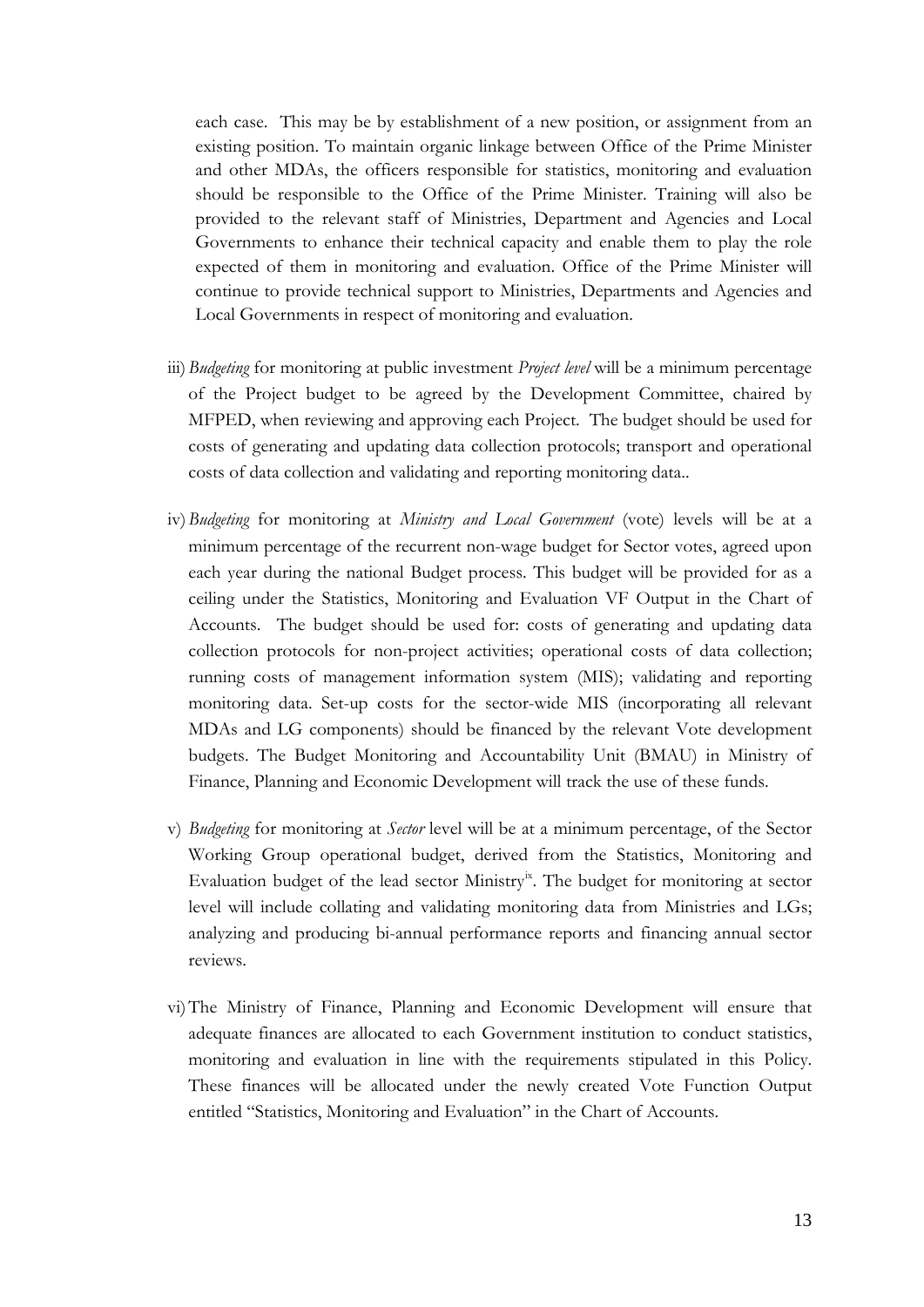each case. This may be by establishment of a new position, or assignment from an existing position. To maintain organic linkage between Office of the Prime Minister and other MDAs, the officers responsible for statistics, monitoring and evaluation should be responsible to the Office of the Prime Minister. Training will also be provided to the relevant staff of Ministries, Department and Agencies and Local Governments to enhance their technical capacity and enable them to play the role expected of them in monitoring and evaluation. Office of the Prime Minister will continue to provide technical support to Ministries, Departments and Agencies and Local Governments in respect of monitoring and evaluation.

iii) *Budgeting* for monitoring at public investment *Project level* will be a minimum percentage of the Project budget to be agreed by the Development Committee, chaired by MFPED, when reviewing and approving each Project. The budget should be used for costs of generating and updating data collection protocols; transport and operational costs of data collection and validating and reporting monitoring data..

iv) *Budgeting* for monitoring at *Ministry and Local Government* (vote) levels will be at a minimum percentage of the recurrent non-wage budget for Sector votes, agreed upon each year during the national Budget process. This budget will be provided for as a ceiling under the Statistics, Monitoring and Evaluation VF Output in the Chart of Accounts. The budget should be used for: costs of generating and updating data collection protocols for non-project activities; operational costs of data collection; running costs of management information system (MIS); validating and reporting monitoring data. Set-up costs for the sector-wide MIS (incorporating all relevant MDAs and LG components) should be financed by the relevant Vote development budgets. The Budget Monitoring and Accountability Unit (BMAU) in Ministry of Finance, Planning and Economic Development will track the use of these funds.

v) *Budgeting* for monitoring at *Sector* level will be at a minimum percentage, of the Sector Working Group operational budget, derived from the Statistics, Monitoring and Evaluation budget of the lead sector Ministry[ix]. The budget for monitoring at sector level will include collating and validating monitoring data from Ministries and LGs; analyzing and producing bi-annual performance reports and financing annual sector reviews.

vi) The Ministry of Finance, Planning and Economic Development will ensure that adequate finances are allocated to each Government institution to conduct statistics, monitoring and evaluation in line with the requirements stipulated in this Policy. These finances will be allocated under the newly created Vote Function Output entitled "Statistics, Monitoring and Evaluation" in the Chart of Accounts.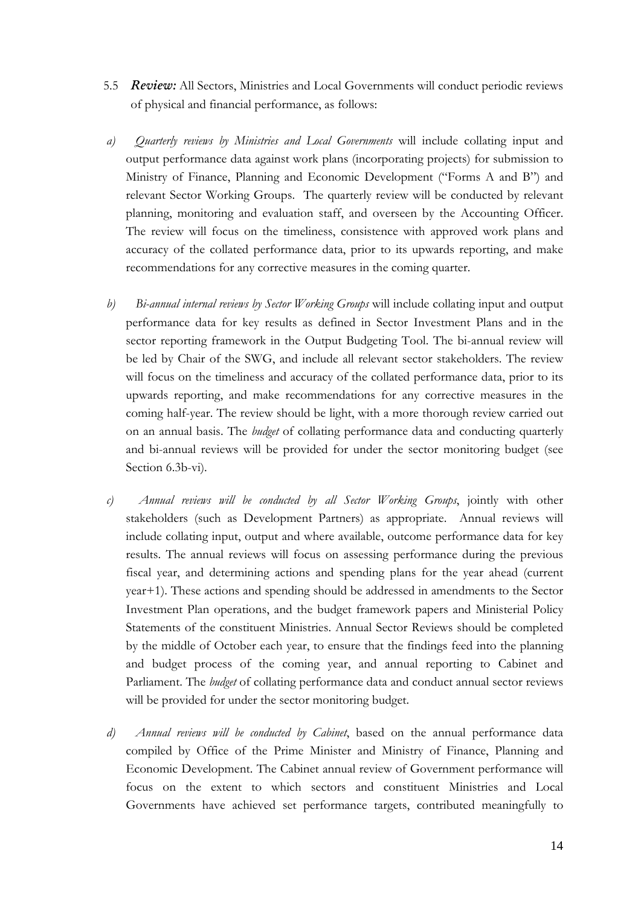5.5 ***Review:*** All Sectors, Ministries and Local Governments will conduct periodic reviews of physical and financial performance, as follows:

a) *Quarterly reviews by Ministries and Local Governments* will include collating input and output performance data against work plans (incorporating projects) for submission to Ministry of Finance, Planning and Economic Development ("Forms A and B") and relevant Sector Working Groups. The quarterly review will be conducted by relevant planning, monitoring and evaluation staff, and overseen by the Accounting Officer. The review will focus on the timeliness, consistence with approved work plans and accuracy of the collated performance data, prior to its upwards reporting, and make recommendations for any corrective measures in the coming quarter.

b) *Bi-annual internal reviews by Sector Working Groups* will include collating input and output performance data for key results as defined in Sector Investment Plans and in the sector reporting framework in the Output Budgeting Tool. The bi-annual review will be led by Chair of the SWG, and include all relevant sector stakeholders. The review will focus on the timeliness and accuracy of the collated performance data, prior to its upwards reporting, and make recommendations for any corrective measures in the coming half-year. The review should be light, with a more thorough review carried out on an annual basis. The *budget* of collating performance data and conducting quarterly and bi-annual reviews will be provided for under the sector monitoring budget (see Section 6.3b-vi).

c) *Annual reviews will be conducted by all Sector Working Groups*, jointly with other stakeholders (such as Development Partners) as appropriate. Annual reviews will include collating input, output and where available, outcome performance data for key results. The annual reviews will focus on assessing performance during the previous fiscal year, and determining actions and spending plans for the year ahead (current year+1). These actions and spending should be addressed in amendments to the Sector Investment Plan operations, and the budget framework papers and Ministerial Policy Statements of the constituent Ministries. Annual Sector Reviews should be completed by the middle of October each year, to ensure that the findings feed into the planning and budget process of the coming year, and annual reporting to Cabinet and Parliament. The *budget* of collating performance data and conduct annual sector reviews will be provided for under the sector monitoring budget.

d) *Annual reviews will be conducted by Cabinet*, based on the annual performance data compiled by Office of the Prime Minister and Ministry of Finance, Planning and Economic Development. The Cabinet annual review of Government performance will focus on the extent to which sectors and constituent Ministries and Local Governments have achieved set performance targets, contributed meaningfully to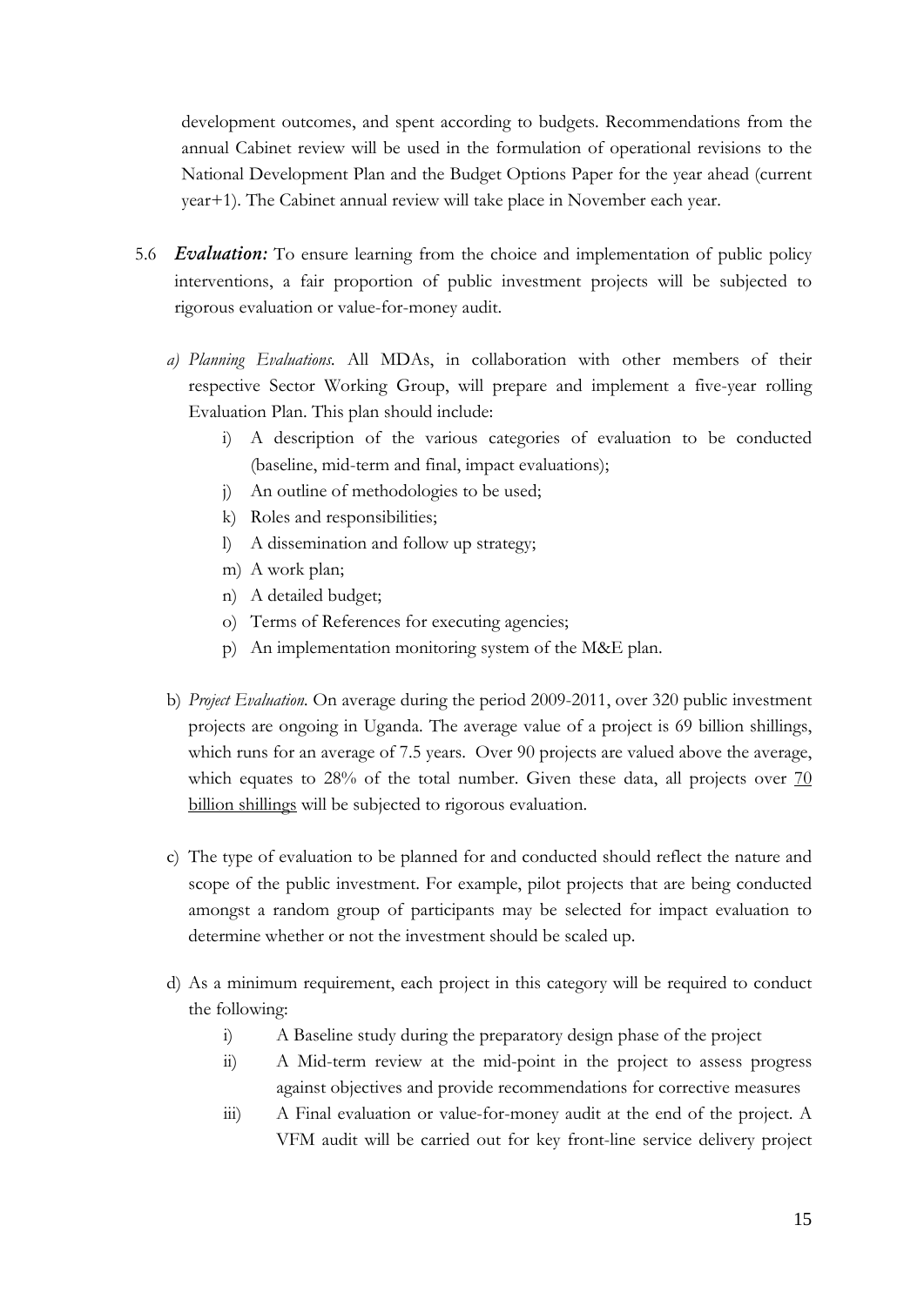development outcomes, and spent according to budgets. Recommendations from the annual Cabinet review will be used in the formulation of operational revisions to the National Development Plan and the Budget Options Paper for the year ahead (current year+1). The Cabinet annual review will take place in November each year.

5.6 ***Evaluation:*** To ensure learning from the choice and implementation of public policy interventions, a fair proportion of public investment projects will be subjected to rigorous evaluation or value-for-money audit.

a) *Planning Evaluations.* All MDAs, in collaboration with other members of their respective Sector Working Group, will prepare and implement a five-year rolling Evaluation Plan. This plan should include:

   i) A description of the various categories of evaluation to be conducted (baseline, mid-term and final, impact evaluations);
   j) An outline of methodologies to be used;
   k) Roles and responsibilities;
   l) A dissemination and follow up strategy;
   m) A work plan;
   n) A detailed budget;
   o) Terms of References for executing agencies;
   p) An implementation monitoring system of the M&E plan.

b) *Project Evaluation.* On average during the period 2009-2011, over 320 public investment projects are ongoing in Uganda. The average value of a project is 69 billion shillings, which runs for an average of 7.5 years. Over 90 projects are valued above the average, which equates to 28% of the total number. Given these data, all projects over <u>70 billion shillings</u> will be subjected to rigorous evaluation.

c) The type of evaluation to be planned for and conducted should reflect the nature and scope of the public investment. For example, pilot projects that are being conducted amongst a random group of participants may be selected for impact evaluation to determine whether or not the investment should be scaled up.

d) As a minimum requirement, each project in this category will be required to conduct the following:

   i) A Baseline study during the preparatory design phase of the project
   ii) A Mid-term review at the mid-point in the project to assess progress against objectives and provide recommendations for corrective measures
   iii) A Final evaluation or value-for-money audit at the end of the project. A VFM audit will be carried out for key front-line service delivery project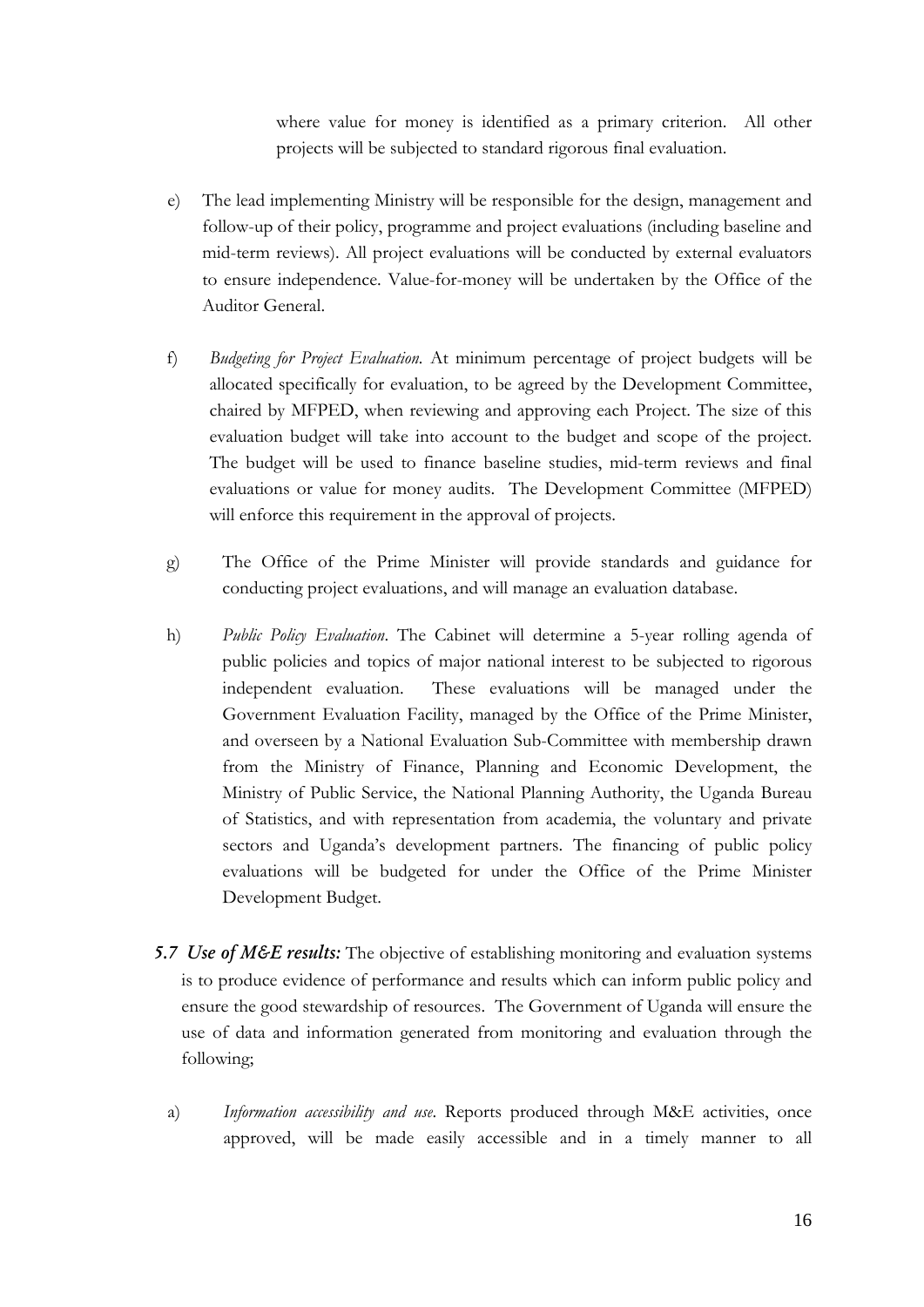where value for money is identified as a primary criterion. All other projects will be subjected to standard rigorous final evaluation.

e) The lead implementing Ministry will be responsible for the design, management and follow-up of their policy, programme and project evaluations (including baseline and mid-term reviews). All project evaluations will be conducted by external evaluators to ensure independence. Value-for-money will be undertaken by the Office of the Auditor General.

f) *Budgeting for Project Evaluation*. At minimum percentage of project budgets will be allocated specifically for evaluation, to be agreed by the Development Committee, chaired by MFPED, when reviewing and approving each Project. The size of this evaluation budget will take into account to the budget and scope of the project. The budget will be used to finance baseline studies, mid-term reviews and final evaluations or value for money audits. The Development Committee (MFPED) will enforce this requirement in the approval of projects.

g) The Office of the Prime Minister will provide standards and guidance for conducting project evaluations, and will manage an evaluation database.

h) *Public Policy Evaluation*. The Cabinet will determine a 5-year rolling agenda of public policies and topics of major national interest to be subjected to rigorous independent evaluation. These evaluations will be managed under the Government Evaluation Facility, managed by the Office of the Prime Minister, and overseen by a National Evaluation Sub-Committee with membership drawn from the Ministry of Finance, Planning and Economic Development, the Ministry of Public Service, the National Planning Authority, the Uganda Bureau of Statistics, and with representation from academia, the voluntary and private sectors and Uganda's development partners. The financing of public policy evaluations will be budgeted for under the Office of the Prime Minister Development Budget.

***5.7 Use of M&E results:*** The objective of establishing monitoring and evaluation systems is to produce evidence of performance and results which can inform public policy and ensure the good stewardship of resources. The Government of Uganda will ensure the use of data and information generated from monitoring and evaluation through the following;

a) *Information accessibility and use*. Reports produced through M&E activities, once approved, will be made easily accessible and in a timely manner to all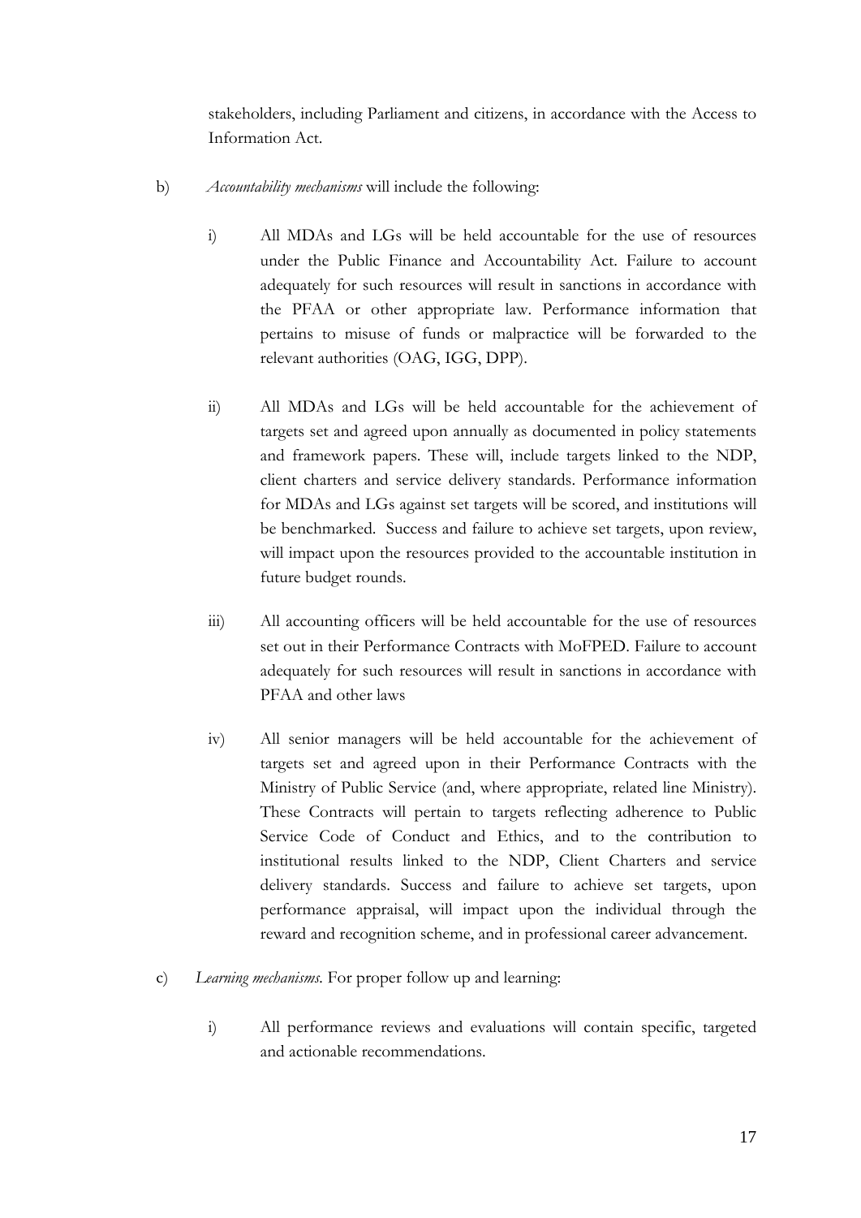stakeholders, including Parliament and citizens, in accordance with the Access to Information Act.

b) *Accountability mechanisms* will include the following:

   i) All MDAs and LGs will be held accountable for the use of resources under the Public Finance and Accountability Act. Failure to account adequately for such resources will result in sanctions in accordance with the PFAA or other appropriate law. Performance information that pertains to misuse of funds or malpractice will be forwarded to the relevant authorities (OAG, IGG, DPP).

   ii) All MDAs and LGs will be held accountable for the achievement of targets set and agreed upon annually as documented in policy statements and framework papers. These will, include targets linked to the NDP, client charters and service delivery standards. Performance information for MDAs and LGs against set targets will be scored, and institutions will be benchmarked. Success and failure to achieve set targets, upon review, will impact upon the resources provided to the accountable institution in future budget rounds.

   iii) All accounting officers will be held accountable for the use of resources set out in their Performance Contracts with MoFPED. Failure to account adequately for such resources will result in sanctions in accordance with PFAA and other laws

   iv) All senior managers will be held accountable for the achievement of targets set and agreed upon in their Performance Contracts with the Ministry of Public Service (and, where appropriate, related line Ministry). These Contracts will pertain to targets reflecting adherence to Public Service Code of Conduct and Ethics, and to the contribution to institutional results linked to the NDP, Client Charters and service delivery standards. Success and failure to achieve set targets, upon performance appraisal, will impact upon the individual through the reward and recognition scheme, and in professional career advancement.

c) *Learning mechanisms.* For proper follow up and learning:

   i) All performance reviews and evaluations will contain specific, targeted and actionable recommendations.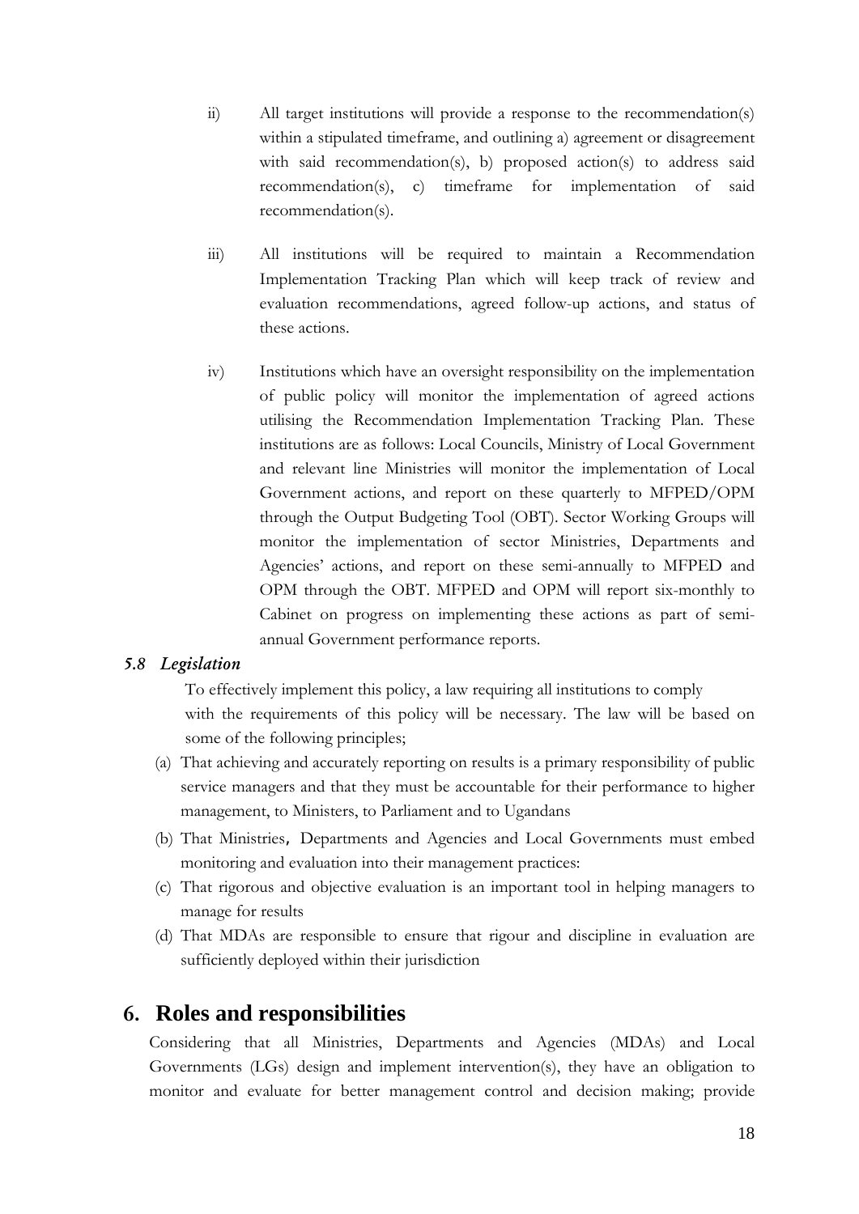ii) All target institutions will provide a response to the recommendation(s) within a stipulated timeframe, and outlining a) agreement or disagreement with said recommendation(s), b) proposed action(s) to address said recommendation(s), c) timeframe for implementation of said recommendation(s).

iii) All institutions will be required to maintain a Recommendation Implementation Tracking Plan which will keep track of review and evaluation recommendations, agreed follow-up actions, and status of these actions.

iv) Institutions which have an oversight responsibility on the implementation of public policy will monitor the implementation of agreed actions utilising the Recommendation Implementation Tracking Plan. These institutions are as follows: Local Councils, Ministry of Local Government and relevant line Ministries will monitor the implementation of Local Government actions, and report on these quarterly to MFPED/OPM through the Output Budgeting Tool (OBT). Sector Working Groups will monitor the implementation of sector Ministries, Departments and Agencies' actions, and report on these semi-annually to MFPED and OPM through the OBT. MFPED and OPM will report six-monthly to Cabinet on progress on implementing these actions as part of semi-annual Government performance reports.

### *5.8 Legislation*

To effectively implement this policy, a law requiring all institutions to comply with the requirements of this policy will be necessary. The law will be based on some of the following principles;

(a) That achieving and accurately reporting on results is a primary responsibility of public service managers and that they must be accountable for their performance to higher management, to Ministers, to Parliament and to Ugandans

(b) That Ministries, Departments and Agencies and Local Governments must embed monitoring and evaluation into their management practices:

(c) That rigorous and objective evaluation is an important tool in helping managers to manage for results

(d) That MDAs are responsible to ensure that rigour and discipline in evaluation are sufficiently deployed within their jurisdiction

# 6. Roles and responsibilities

Considering that all Ministries, Departments and Agencies (MDAs) and Local Governments (LGs) design and implement intervention(s), they have an obligation to monitor and evaluate for better management control and decision making; provide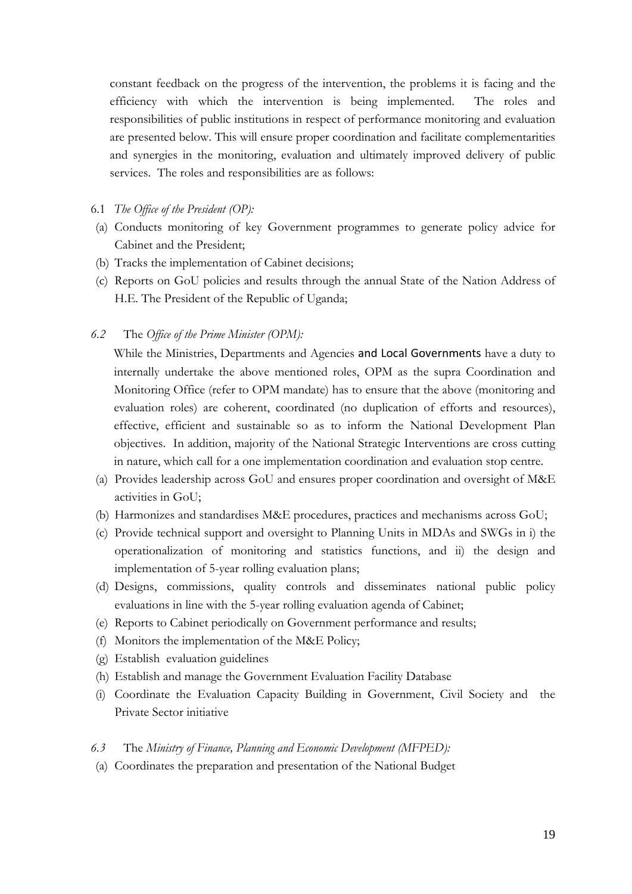constant feedback on the progress of the intervention, the problems it is facing and the efficiency with which the intervention is being implemented. The roles and responsibilities of public institutions in respect of performance monitoring and evaluation are presented below. This will ensure proper coordination and facilitate complementarities and synergies in the monitoring, evaluation and ultimately improved delivery of public services. The roles and responsibilities are as follows:

6.1 *The Office of the President (OP):*

(a) Conducts monitoring of key Government programmes to generate policy advice for Cabinet and the President;
(b) Tracks the implementation of Cabinet decisions;
(c) Reports on GoU policies and results through the annual State of the Nation Address of H.E. The President of the Republic of Uganda;

*6.2* The *Office of the Prime Minister (OPM):*

While the Ministries, Departments and Agencies and Local Governments have a duty to internally undertake the above mentioned roles, OPM as the supra Coordination and Monitoring Office (refer to OPM mandate) has to ensure that the above (monitoring and evaluation roles) are coherent, coordinated (no duplication of efforts and resources), effective, efficient and sustainable so as to inform the National Development Plan objectives. In addition, majority of the National Strategic Interventions are cross cutting in nature, which call for a one implementation coordination and evaluation stop centre.

(a) Provides leadership across GoU and ensures proper coordination and oversight of M&E activities in GoU;
(b) Harmonizes and standardises M&E procedures, practices and mechanisms across GoU;
(c) Provide technical support and oversight to Planning Units in MDAs and SWGs in i) the operationalization of monitoring and statistics functions, and ii) the design and implementation of 5-year rolling evaluation plans;
(d) Designs, commissions, quality controls and disseminates national public policy evaluations in line with the 5-year rolling evaluation agenda of Cabinet;
(e) Reports to Cabinet periodically on Government performance and results;
(f) Monitors the implementation of the M&E Policy;
(g) Establish evaluation guidelines
(h) Establish and manage the Government Evaluation Facility Database
(i) Coordinate the Evaluation Capacity Building in Government, Civil Society and the Private Sector initiative

*6.3* The *Ministry of Finance, Planning and Economic Development (MFPED):*

(a) Coordinates the preparation and presentation of the National Budget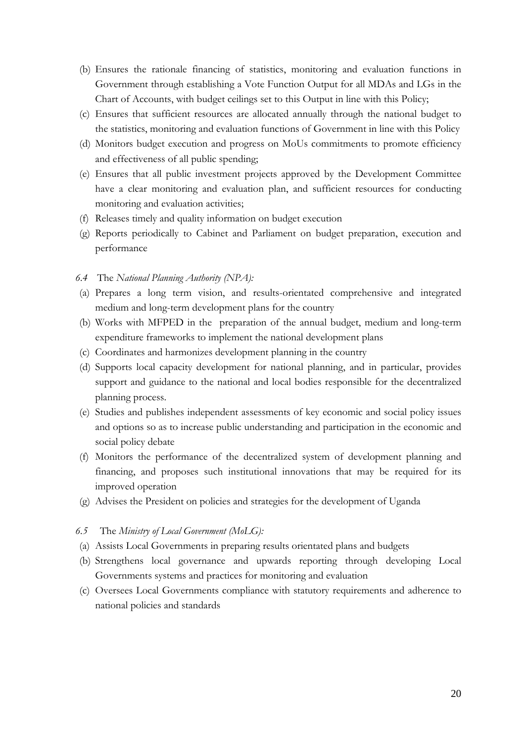(b) Ensures the rationale financing of statistics, monitoring and evaluation functions in Government through establishing a Vote Function Output for all MDAs and LGs in the Chart of Accounts, with budget ceilings set to this Output in line with this Policy;

(c) Ensures that sufficient resources are allocated annually through the national budget to the statistics, monitoring and evaluation functions of Government in line with this Policy

(d) Monitors budget execution and progress on MoUs commitments to promote efficiency and effectiveness of all public spending;

(e) Ensures that all public investment projects approved by the Development Committee have a clear monitoring and evaluation plan, and sufficient resources for conducting monitoring and evaluation activities;

(f) Releases timely and quality information on budget execution

(g) Reports periodically to Cabinet and Parliament on budget preparation, execution and performance

*6.4* The *National Planning Authority (NPA):*

(a) Prepares a long term vision, and results-orientated comprehensive and integrated medium and long-term development plans for the country

(b) Works with MFPED in the preparation of the annual budget, medium and long-term expenditure frameworks to implement the national development plans

(c) Coordinates and harmonizes development planning in the country

(d) Supports local capacity development for national planning, and in particular, provides support and guidance to the national and local bodies responsible for the decentralized planning process.

(e) Studies and publishes independent assessments of key economic and social policy issues and options so as to increase public understanding and participation in the economic and social policy debate

(f) Monitors the performance of the decentralized system of development planning and financing, and proposes such institutional innovations that may be required for its improved operation

(g) Advises the President on policies and strategies for the development of Uganda

*6.5* The *Ministry of Local Government (MoLG):*

(a) Assists Local Governments in preparing results orientated plans and budgets

(b) Strengthens local governance and upwards reporting through developing Local Governments systems and practices for monitoring and evaluation

(c) Oversees Local Governments compliance with statutory requirements and adherence to national policies and standards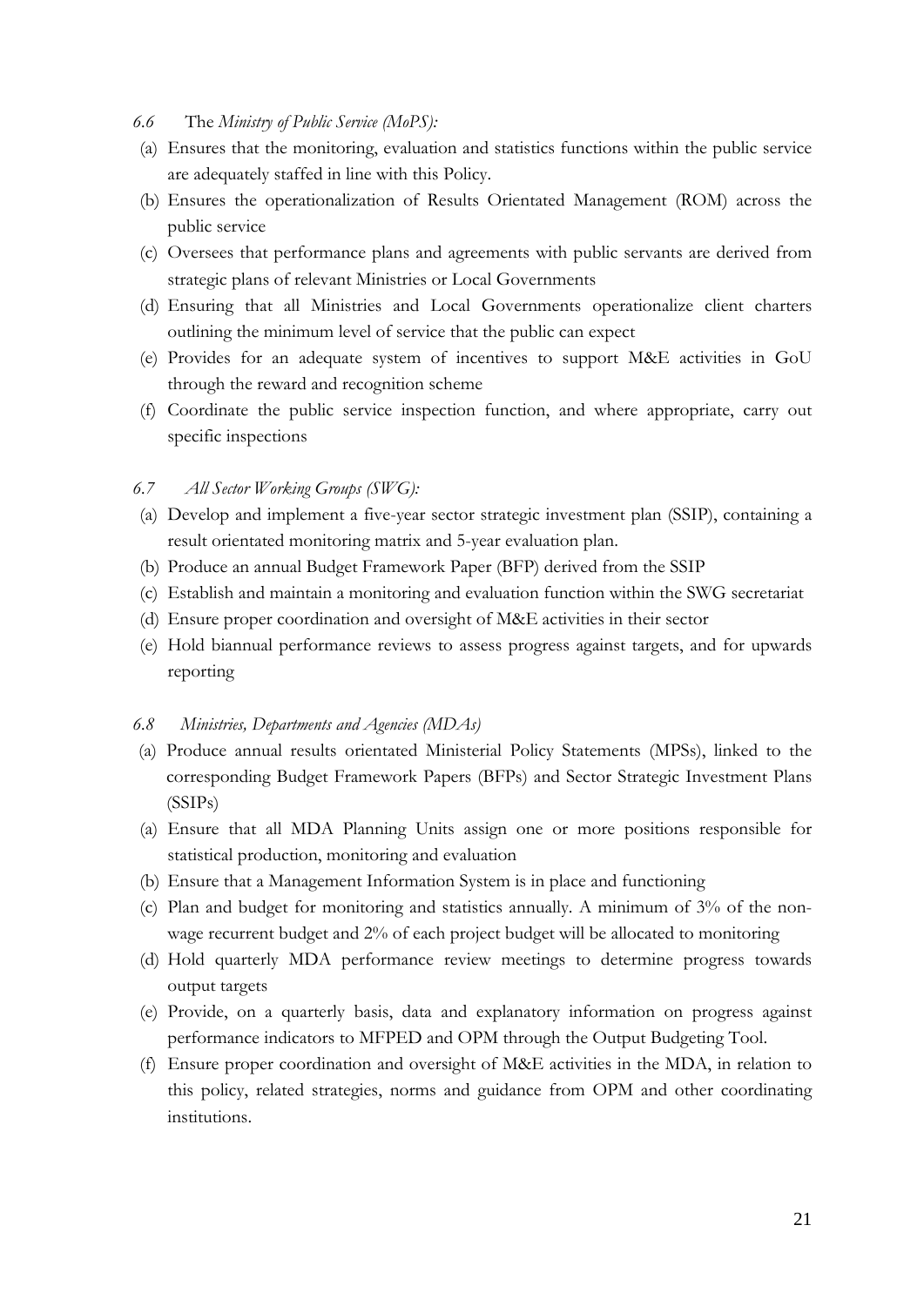*6.6* The *Ministry of Public Service (MoPS):*

(a) Ensures that the monitoring, evaluation and statistics functions within the public service are adequately staffed in line with this Policy.

(b) Ensures the operationalization of Results Orientated Management (ROM) across the public service

(c) Oversees that performance plans and agreements with public servants are derived from strategic plans of relevant Ministries or Local Governments

(d) Ensuring that all Ministries and Local Governments operationalize client charters outlining the minimum level of service that the public can expect

(e) Provides for an adequate system of incentives to support M&E activities in GoU through the reward and recognition scheme

(f) Coordinate the public service inspection function, and where appropriate, carry out specific inspections

*6.7* *All Sector Working Groups (SWG):*

(a) Develop and implement a five-year sector strategic investment plan (SSIP), containing a result orientated monitoring matrix and 5-year evaluation plan.

(b) Produce an annual Budget Framework Paper (BFP) derived from the SSIP

(c) Establish and maintain a monitoring and evaluation function within the SWG secretariat

(d) Ensure proper coordination and oversight of M&E activities in their sector

(e) Hold biannual performance reviews to assess progress against targets, and for upwards reporting

*6.8* *Ministries, Departments and Agencies (MDAs)*

(a) Produce annual results orientated Ministerial Policy Statements (MPSs), linked to the corresponding Budget Framework Papers (BFPs) and Sector Strategic Investment Plans (SSIPs)

(a) Ensure that all MDA Planning Units assign one or more positions responsible for statistical production, monitoring and evaluation

(b) Ensure that a Management Information System is in place and functioning

(c) Plan and budget for monitoring and statistics annually. A minimum of 3% of the non-wage recurrent budget and 2% of each project budget will be allocated to monitoring

(d) Hold quarterly MDA performance review meetings to determine progress towards output targets

(e) Provide, on a quarterly basis, data and explanatory information on progress against performance indicators to MFPED and OPM through the Output Budgeting Tool.

(f) Ensure proper coordination and oversight of M&E activities in the MDA, in relation to this policy, related strategies, norms and guidance from OPM and other coordinating institutions.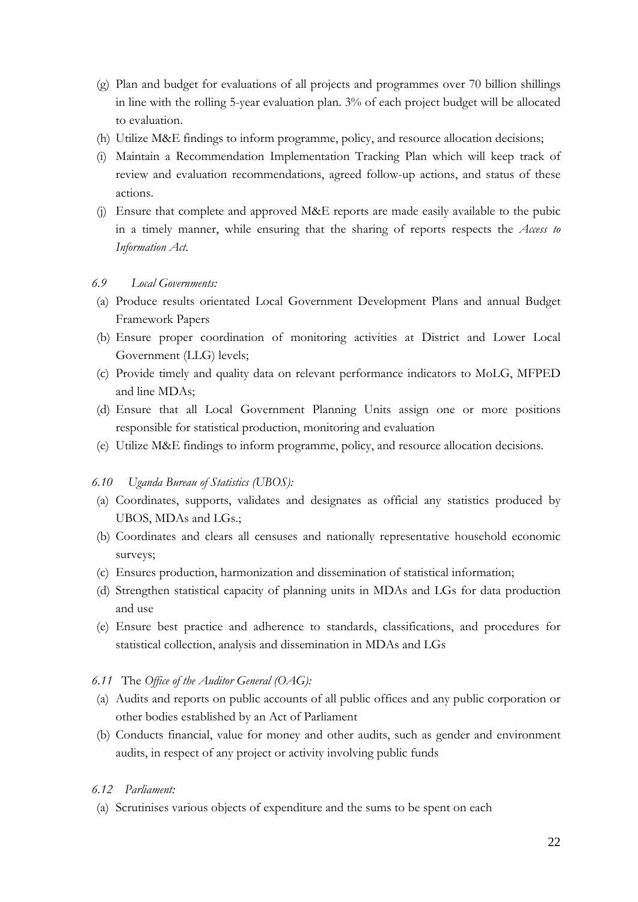(g) Plan and budget for evaluations of all projects and programmes over 70 billion shillings in line with the rolling 5-year evaluation plan. 3% of each project budget will be allocated to evaluation.

(h) Utilize M&E findings to inform programme, policy, and resource allocation decisions;

(i) Maintain a Recommendation Implementation Tracking Plan which will keep track of review and evaluation recommendations, agreed follow-up actions, and status of these actions.

(j) Ensure that complete and approved M&E reports are made easily available to the pubic in a timely manner, while ensuring that the sharing of reports respects the *Access to Information Act*.

*6.9 Local Governments:*

(a) Produce results orientated Local Government Development Plans and annual Budget Framework Papers

(b) Ensure proper coordination of monitoring activities at District and Lower Local Government (LLG) levels;

(c) Provide timely and quality data on relevant performance indicators to MoLG, MFPED and line MDAs;

(d) Ensure that all Local Government Planning Units assign one or more positions responsible for statistical production, monitoring and evaluation

(e) Utilize M&E findings to inform programme, policy, and resource allocation decisions.

*6.10 Uganda Bureau of Statistics (UBOS):*

(a) Coordinates, supports, validates and designates as official any statistics produced by UBOS, MDAs and LGs.;

(b) Coordinates and clears all censuses and nationally representative household economic surveys;

(c) Ensures production, harmonization and dissemination of statistical information;

(d) Strengthen statistical capacity of planning units in MDAs and LGs for data production and use

(e) Ensure best practice and adherence to standards, classifications, and procedures for statistical collection, analysis and dissemination in MDAs and LGs

*6.11* The *Office of the Auditor General (OAG):*

(a) Audits and reports on public accounts of all public offices and any public corporation or other bodies established by an Act of Parliament

(b) Conducts financial, value for money and other audits, such as gender and environment audits, in respect of any project or activity involving public funds

*6.12 Parliament:*

(a) Scrutinises various objects of expenditure and the sums to be spent on each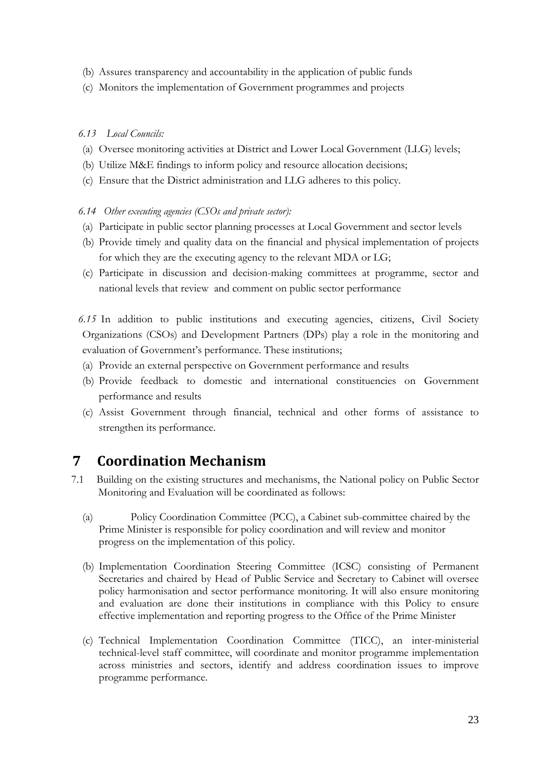(b) Assures transparency and accountability in the application of public funds

(c) Monitors the implementation of Government programmes and projects

*6.13 Local Councils:*

(a) Oversee monitoring activities at District and Lower Local Government (LLG) levels;

(b) Utilize M&E findings to inform policy and resource allocation decisions;

(c) Ensure that the District administration and LLG adheres to this policy.

*6.14 Other executing agencies (CSOs and private sector):*

(a) Participate in public sector planning processes at Local Government and sector levels

(b) Provide timely and quality data on the financial and physical implementation of projects for which they are the executing agency to the relevant MDA or LG;

(c) Participate in discussion and decision-making committees at programme, sector and national levels that review and comment on public sector performance

*6.15* In addition to public institutions and executing agencies, citizens, Civil Society Organizations (CSOs) and Development Partners (DPs) play a role in the monitoring and evaluation of Government's performance. These institutions;

(a) Provide an external perspective on Government performance and results

(b) Provide feedback to domestic and international constituencies on Government performance and results

(c) Assist Government through financial, technical and other forms of assistance to strengthen its performance.

# 7 Coordination Mechanism

7.1 Building on the existing structures and mechanisms, the National policy on Public Sector Monitoring and Evaluation will be coordinated as follows:

(a) Policy Coordination Committee (PCC), a Cabinet sub-committee chaired by the Prime Minister is responsible for policy coordination and will review and monitor progress on the implementation of this policy.

(b) Implementation Coordination Steering Committee (ICSC) consisting of Permanent Secretaries and chaired by Head of Public Service and Secretary to Cabinet will oversee policy harmonisation and sector performance monitoring. It will also ensure monitoring and evaluation are done their institutions in compliance with this Policy to ensure effective implementation and reporting progress to the Office of the Prime Minister

(c) Technical Implementation Coordination Committee (TICC), an inter-ministerial technical-level staff committee, will coordinate and monitor programme implementation across ministries and sectors, identify and address coordination issues to improve programme performance.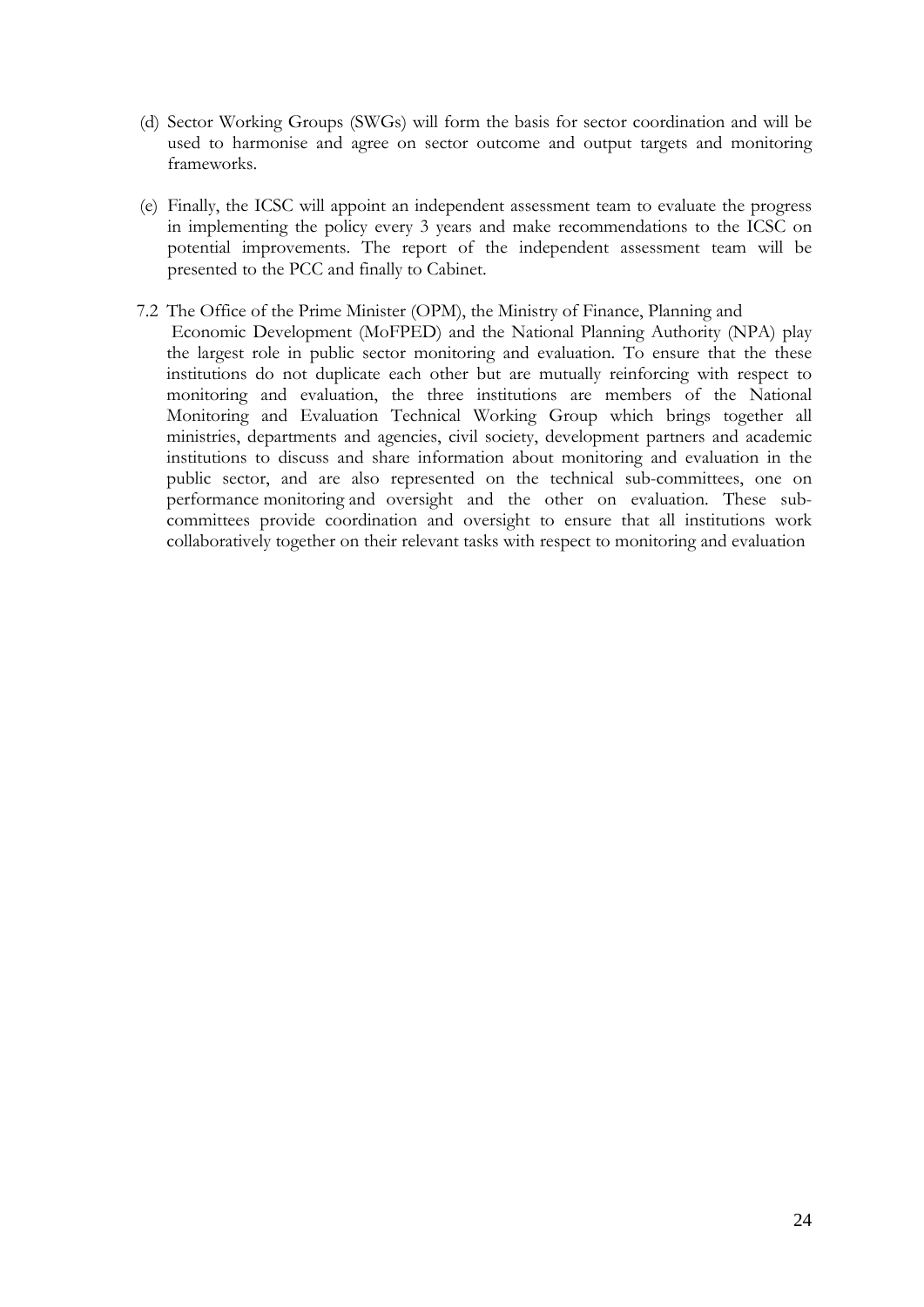(d) Sector Working Groups (SWGs) will form the basis for sector coordination and will be used to harmonise and agree on sector outcome and output targets and monitoring frameworks.

(e) Finally, the ICSC will appoint an independent assessment team to evaluate the progress in implementing the policy every 3 years and make recommendations to the ICSC on potential improvements. The report of the independent assessment team will be presented to the PCC and finally to Cabinet.

7.2 The Office of the Prime Minister (OPM), the Ministry of Finance, Planning and Economic Development (MoFPED) and the National Planning Authority (NPA) play the largest role in public sector monitoring and evaluation. To ensure that the these institutions do not duplicate each other but are mutually reinforcing with respect to monitoring and evaluation, the three institutions are members of the National Monitoring and Evaluation Technical Working Group which brings together all ministries, departments and agencies, civil society, development partners and academic institutions to discuss and share information about monitoring and evaluation in the public sector, and are also represented on the technical sub-committees, one on performance monitoring and oversight and the other on evaluation. These sub-committees provide coordination and oversight to ensure that all institutions work collaboratively together on their relevant tasks with respect to monitoring and evaluation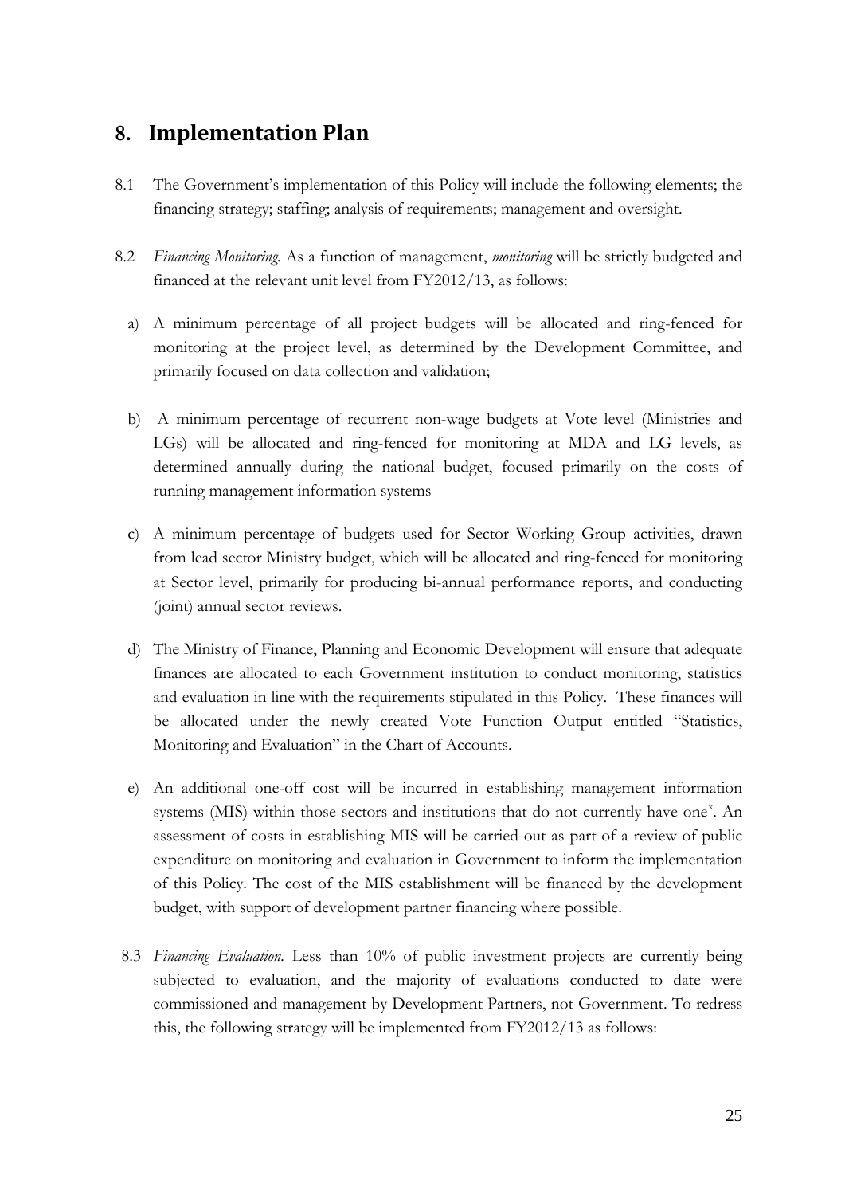## 8. Implementation Plan

8.1 The Government's implementation of this Policy will include the following elements; the financing strategy; staffing; analysis of requirements; management and oversight.

8.2 *Financing Monitoring.* As a function of management, ***monitoring*** will be strictly budgeted and financed at the relevant unit level from FY2012/13, as follows:

a) A minimum percentage of all project budgets will be allocated and ring-fenced for monitoring at the project level, as determined by the Development Committee, and primarily focused on data collection and validation;

b) A minimum percentage of recurrent non-wage budgets at Vote level (Ministries and LGs) will be allocated and ring-fenced for monitoring at MDA and LG levels, as determined annually during the national budget, focused primarily on the costs of running management information systems

c) A minimum percentage of budgets used for Sector Working Group activities, drawn from lead sector Ministry budget, which will be allocated and ring-fenced for monitoring at Sector level, primarily for producing bi-annual performance reports, and conducting (joint) annual sector reviews.

d) The Ministry of Finance, Planning and Economic Development will ensure that adequate finances are allocated to each Government institution to conduct monitoring, statistics and evaluation in line with the requirements stipulated in this Policy. These finances will be allocated under the newly created Vote Function Output entitled "Statistics, Monitoring and Evaluation" in the Chart of Accounts.

e) An additional one-off cost will be incurred in establishing management information systems (MIS) within those sectors and institutions that do not currently have one[x]. An assessment of costs in establishing MIS will be carried out as part of a review of public expenditure on monitoring and evaluation in Government to inform the implementation of this Policy. The cost of the MIS establishment will be financed by the development budget, with support of development partner financing where possible.

8.3 *Financing Evaluation.* Less than 10% of public investment projects are currently being subjected to evaluation, and the majority of evaluations conducted to date were commissioned and management by Development Partners, not Government. To redress this, the following strategy will be implemented from FY2012/13 as follows: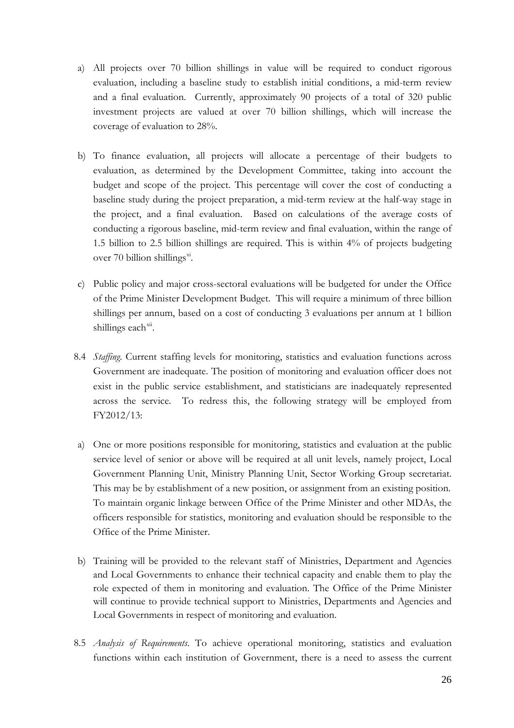a) All projects over 70 billion shillings in value will be required to conduct rigorous evaluation, including a baseline study to establish initial conditions, a mid-term review and a final evaluation. Currently, approximately 90 projects of a total of 320 public investment projects are valued at over 70 billion shillings, which will increase the coverage of evaluation to 28%.

b) To finance evaluation, all projects will allocate a percentage of their budgets to evaluation, as determined by the Development Committee, taking into account the budget and scope of the project. This percentage will cover the cost of conducting a baseline study during the project preparation, a mid-term review at the half-way stage in the project, and a final evaluation. Based on calculations of the average costs of conducting a rigorous baseline, mid-term review and final evaluation, within the range of 1.5 billion to 2.5 billion shillings are required. This is within 4% of projects budgeting over 70 billion shillings[xi].

c) Public policy and major cross-sectoral evaluations will be budgeted for under the Office of the Prime Minister Development Budget. This will require a minimum of three billion shillings per annum, based on a cost of conducting 3 evaluations per annum at 1 billion shillings each[xii].

8.4 *Staffing.* Current staffing levels for monitoring, statistics and evaluation functions across Government are inadequate. The position of monitoring and evaluation officer does not exist in the public service establishment, and statisticians are inadequately represented across the service. To redress this, the following strategy will be employed from FY2012/13:

a) One or more positions responsible for monitoring, statistics and evaluation at the public service level of senior or above will be required at all unit levels, namely project, Local Government Planning Unit, Ministry Planning Unit, Sector Working Group secretariat. This may be by establishment of a new position, or assignment from an existing position. To maintain organic linkage between Office of the Prime Minister and other MDAs, the officers responsible for statistics, monitoring and evaluation should be responsible to the Office of the Prime Minister.

b) Training will be provided to the relevant staff of Ministries, Department and Agencies and Local Governments to enhance their technical capacity and enable them to play the role expected of them in monitoring and evaluation. The Office of the Prime Minister will continue to provide technical support to Ministries, Departments and Agencies and Local Governments in respect of monitoring and evaluation.

8.5 *Analysis of Requirements.* To achieve operational monitoring, statistics and evaluation functions within each institution of Government, there is a need to assess the current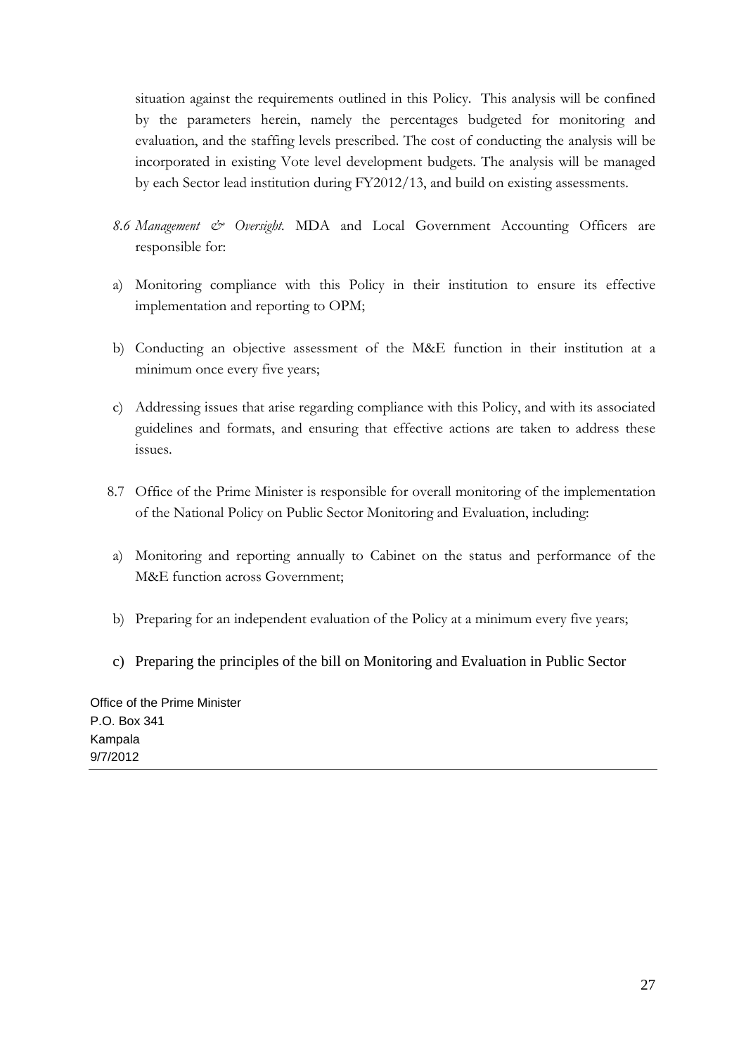situation against the requirements outlined in this Policy. This analysis will be confined by the parameters herein, namely the percentages budgeted for monitoring and evaluation, and the staffing levels prescribed. The cost of conducting the analysis will be incorporated in existing Vote level development budgets. The analysis will be managed by each Sector lead institution during FY2012/13, and build on existing assessments.

8.6 *Management & Oversight.* MDA and Local Government Accounting Officers are responsible for:

a) Monitoring compliance with this Policy in their institution to ensure its effective implementation and reporting to OPM;

b) Conducting an objective assessment of the M&E function in their institution at a minimum once every five years;

c) Addressing issues that arise regarding compliance with this Policy, and with its associated guidelines and formats, and ensuring that effective actions are taken to address these issues.

8.7 Office of the Prime Minister is responsible for overall monitoring of the implementation of the National Policy on Public Sector Monitoring and Evaluation, including:

a) Monitoring and reporting annually to Cabinet on the status and performance of the M&E function across Government;

b) Preparing for an independent evaluation of the Policy at a minimum every five years;

c) Preparing the principles of the bill on Monitoring and Evaluation in Public Sector

Office of the Prime Minister
P.O. Box 341
Kampala
9/7/2012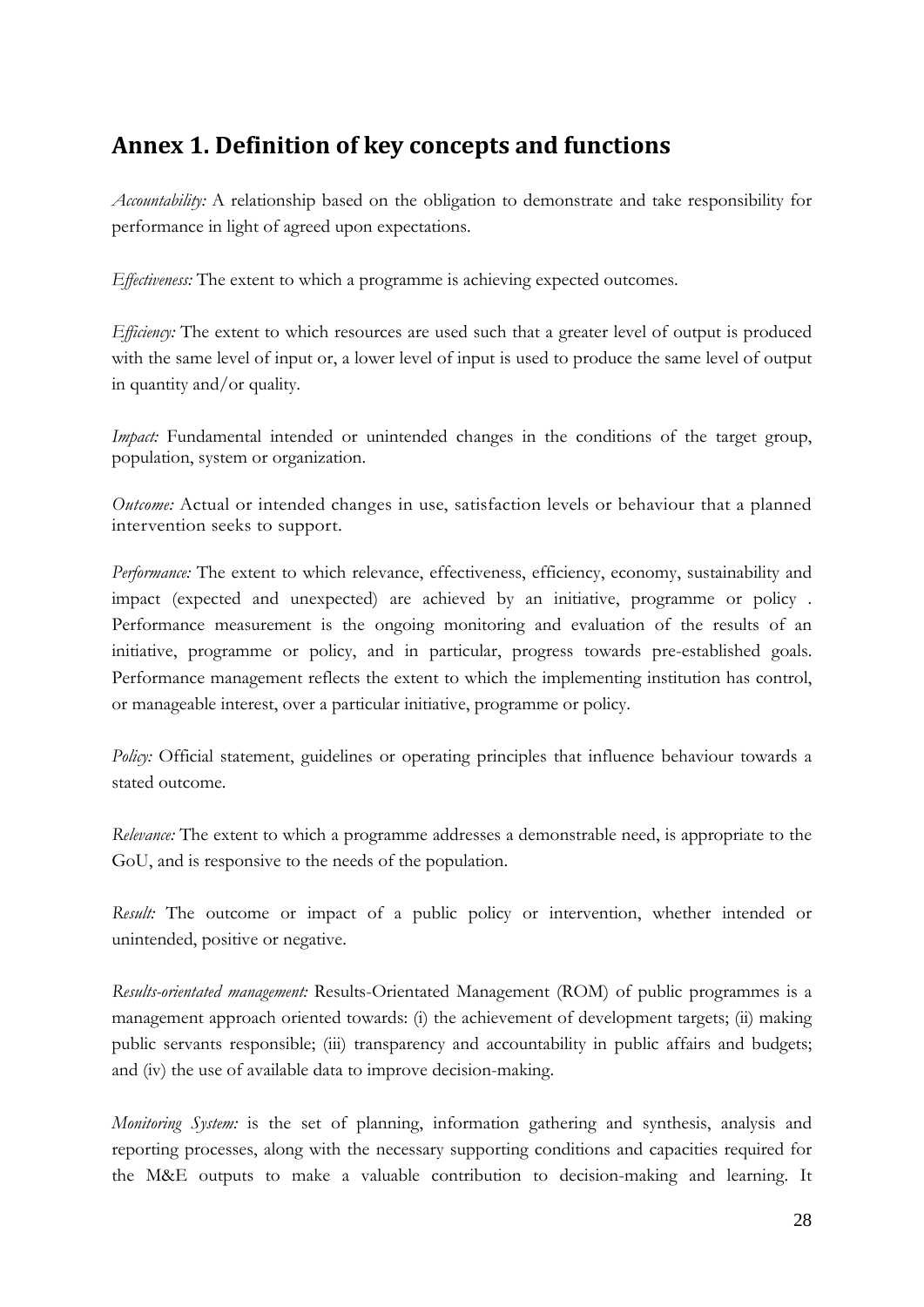## Annex 1. Definition of key concepts and functions

*Accountability:* A relationship based on the obligation to demonstrate and take responsibility for performance in light of agreed upon expectations.

*Effectiveness:* The extent to which a programme is achieving expected outcomes.

*Efficiency:* The extent to which resources are used such that a greater level of output is produced with the same level of input or, a lower level of input is used to produce the same level of output in quantity and/or quality.

*Impact:* Fundamental intended or unintended changes in the conditions of the target group, population, system or organization.

*Outcome:* Actual or intended changes in use, satisfaction levels or behaviour that a planned intervention seeks to support.

*Performance:* The extent to which relevance, effectiveness, efficiency, economy, sustainability and impact (expected and unexpected) are achieved by an initiative, programme or policy . Performance measurement is the ongoing monitoring and evaluation of the results of an initiative, programme or policy, and in particular, progress towards pre-established goals. Performance management reflects the extent to which the implementing institution has control, or manageable interest, over a particular initiative, programme or policy.

*Policy:* Official statement, guidelines or operating principles that influence behaviour towards a stated outcome.

*Relevance:* The extent to which a programme addresses a demonstrable need, is appropriate to the GoU, and is responsive to the needs of the population.

*Result:* The outcome or impact of a public policy or intervention, whether intended or unintended, positive or negative.

*Results-orientated management:* Results-Orientated Management (ROM) of public programmes is a management approach oriented towards: (i) the achievement of development targets; (ii) making public servants responsible; (iii) transparency and accountability in public affairs and budgets; and (iv) the use of available data to improve decision-making.

*Monitoring System:* is the set of planning, information gathering and synthesis, analysis and reporting processes, along with the necessary supporting conditions and capacities required for the M&E outputs to make a valuable contribution to decision-making and learning. It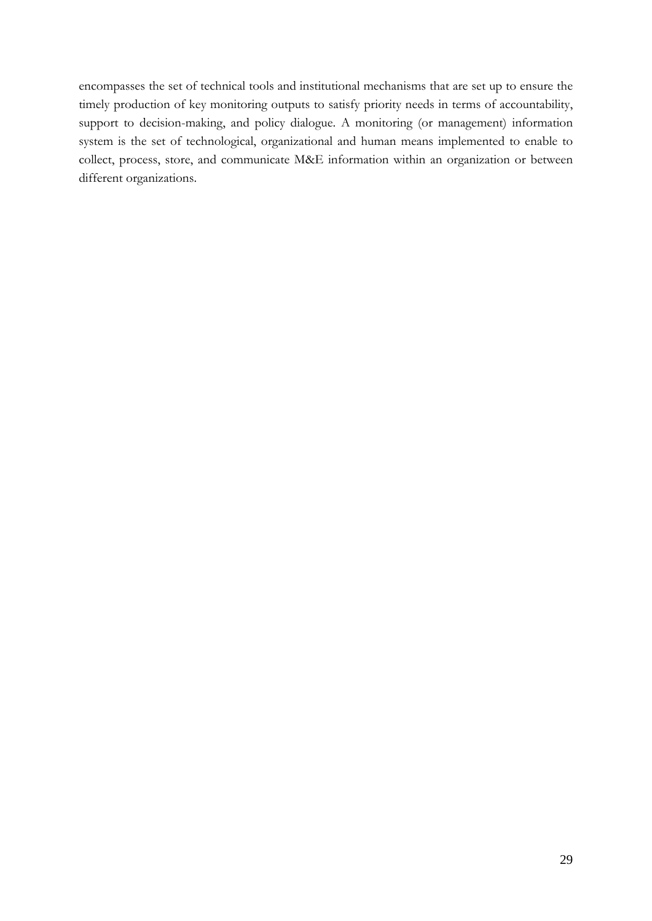encompasses the set of technical tools and institutional mechanisms that are set up to ensure the timely production of key monitoring outputs to satisfy priority needs in terms of accountability, support to decision-making, and policy dialogue. A monitoring (or management) information system is the set of technological, organizational and human means implemented to enable to collect, process, store, and communicate M&E information within an organization or between different organizations.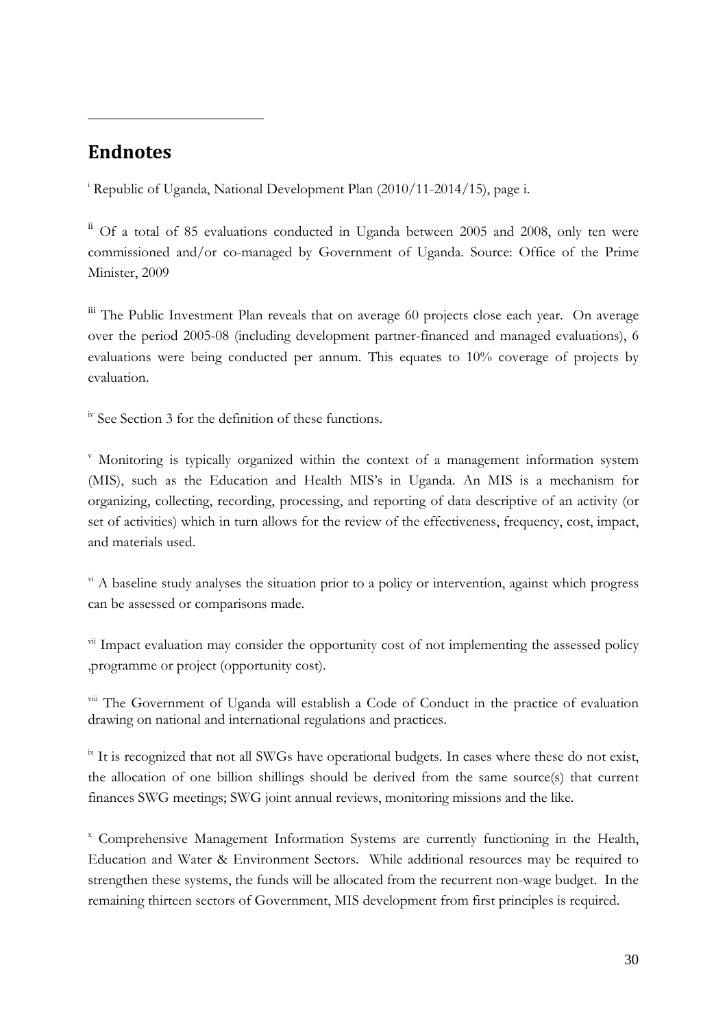## Endnotes

[i] Republic of Uganda, National Development Plan (2010/11-2014/15), page i.

[ii] Of a total of 85 evaluations conducted in Uganda between 2005 and 2008, only ten were commissioned and/or co-managed by Government of Uganda. Source: Office of the Prime Minister, 2009

[iii] The Public Investment Plan reveals that on average 60 projects close each year. On average over the period 2005-08 (including development partner-financed and managed evaluations), 6 evaluations were being conducted per annum. This equates to 10% coverage of projects by evaluation.

[iv] See Section 3 for the definition of these functions.

[v] Monitoring is typically organized within the context of a management information system (MIS), such as the Education and Health MIS's in Uganda. An MIS is a mechanism for organizing, collecting, recording, processing, and reporting of data descriptive of an activity (or set of activities) which in turn allows for the review of the effectiveness, frequency, cost, impact, and materials used.

[vi] A baseline study analyses the situation prior to a policy or intervention, against which progress can be assessed or comparisons made.

[vii] Impact evaluation may consider the opportunity cost of not implementing the assessed policy ,programme or project (opportunity cost).

[viii] The Government of Uganda will establish a Code of Conduct in the practice of evaluation drawing on national and international regulations and practices.

[ix] It is recognized that not all SWGs have operational budgets. In cases where these do not exist, the allocation of one billion shillings should be derived from the same source(s) that current finances SWG meetings; SWG joint annual reviews, monitoring missions and the like.

[x] Comprehensive Management Information Systems are currently functioning in the Health, Education and Water & Environment Sectors. While additional resources may be required to strengthen these systems, the funds will be allocated from the recurrent non-wage budget. In the remaining thirteen sectors of Government, MIS development from first principles is required.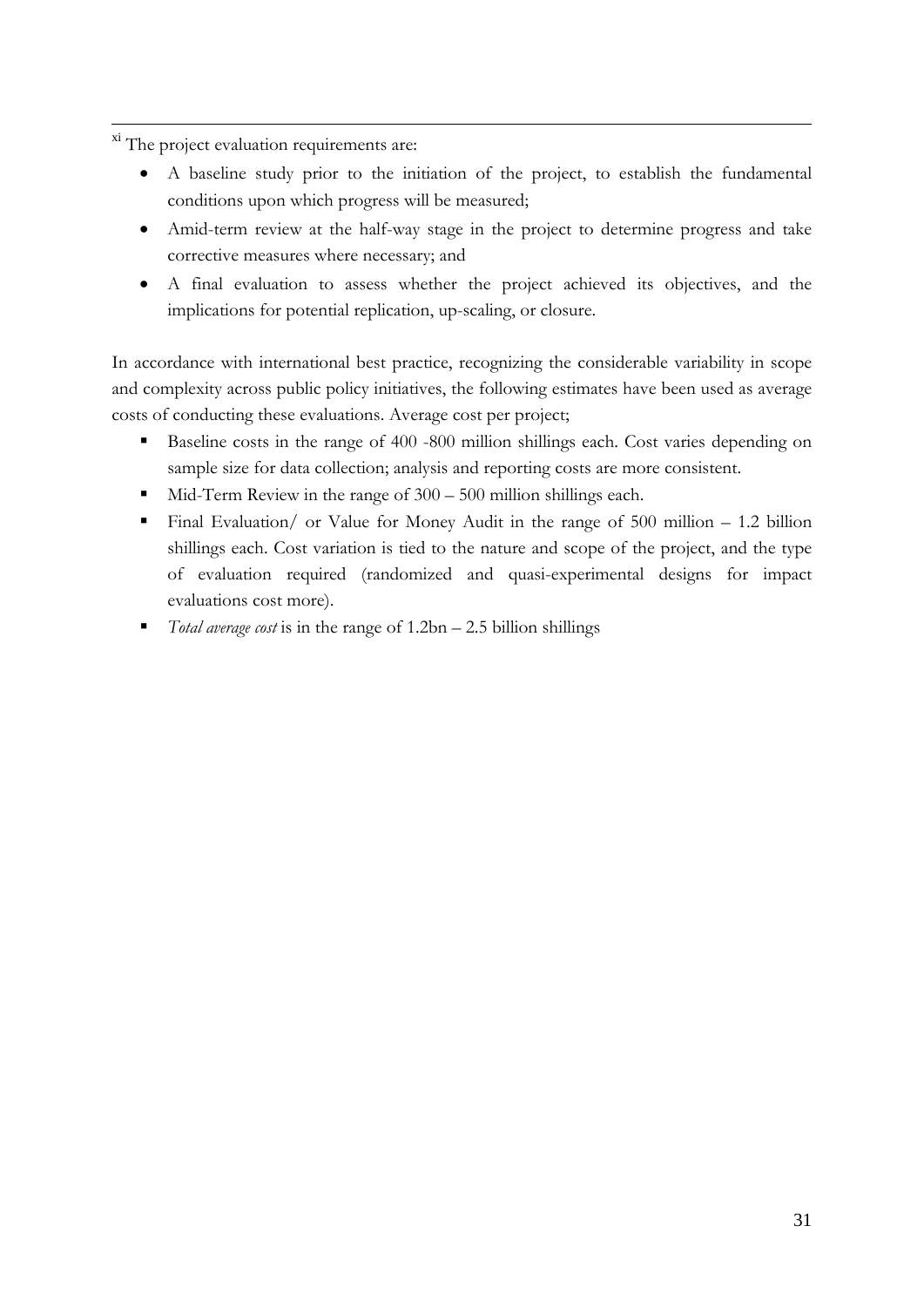[xi] The project evaluation requirements are:

- A baseline study prior to the initiation of the project, to establish the fundamental conditions upon which progress will be measured;
- Amid-term review at the half-way stage in the project to determine progress and take corrective measures where necessary; and
- A final evaluation to assess whether the project achieved its objectives, and the implications for potential replication, up-scaling, or closure.

In accordance with international best practice, recognizing the considerable variability in scope and complexity across public policy initiatives, the following estimates have been used as average costs of conducting these evaluations. Average cost per project;

- Baseline costs in the range of 400 -800 million shillings each. Cost varies depending on sample size for data collection; analysis and reporting costs are more consistent.
- Mid-Term Review in the range of 300 – 500 million shillings each.
- Final Evaluation/ or Value for Money Audit in the range of 500 million – 1.2 billion shillings each. Cost variation is tied to the nature and scope of the project, and the type of evaluation required (randomized and quasi-experimental designs for impact evaluations cost more).
- *Total average cost* is in the range of 1.2bn – 2.5 billion shillings